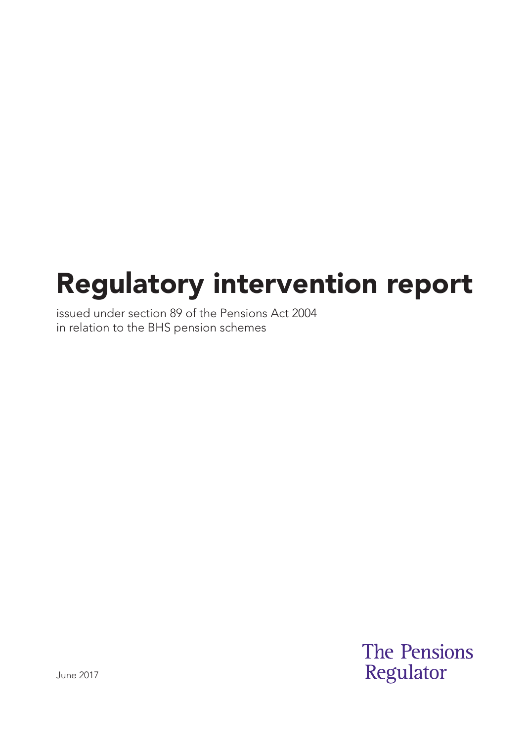# Regulatory intervention report

issued under section 89 of the Pensions Act 2004
in relation to the BHS pension schemes

June 2017

The Pensions Regulator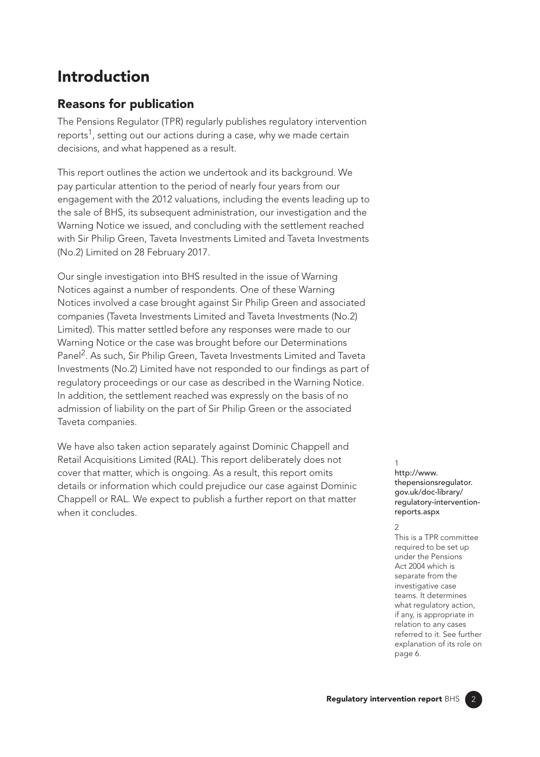# Introduction

## Reasons for publication

The Pensions Regulator (TPR) regularly publishes regulatory intervention reports[1], setting out our actions during a case, why we made certain decisions, and what happened as a result.

This report outlines the action we undertook and its background. We pay particular attention to the period of nearly four years from our engagement with the 2012 valuations, including the events leading up to the sale of BHS, its subsequent administration, our investigation and the Warning Notice we issued, and concluding with the settlement reached with Sir Philip Green, Taveta Investments Limited and Taveta Investments (No.2) Limited on 28 February 2017.

Our single investigation into BHS resulted in the issue of Warning Notices against a number of respondents. One of these Warning Notices involved a case brought against Sir Philip Green and associated companies (Taveta Investments Limited and Taveta Investments (No.2) Limited). This matter settled before any responses were made to our Warning Notice or the case was brought before our Determinations Panel[2]. As such, Sir Philip Green, Taveta Investments Limited and Taveta Investments (No.2) Limited have not responded to our findings as part of regulatory proceedings or our case as described in the Warning Notice. In addition, the settlement reached was expressly on the basis of no admission of liability on the part of Sir Philip Green or the associated Taveta companies.

We have also taken action separately against Dominic Chappell and Retail Acquisitions Limited (RAL). This report deliberately does not cover that matter, which is ongoing. As a result, this report omits details or information which could prejudice our case against Dominic Chappell or RAL. We expect to publish a further report on that matter when it concludes.

1 http://www.thepensionsregulator.gov.uk/doc-library/regulatory-intervention-reports.aspx

2 This is a TPR committee required to be set up under the Pensions Act 2004 which is separate from the investigative case teams. It determines what regulatory action, if any, is appropriate in relation to any cases referred to it. See further explanation of its role on page 6.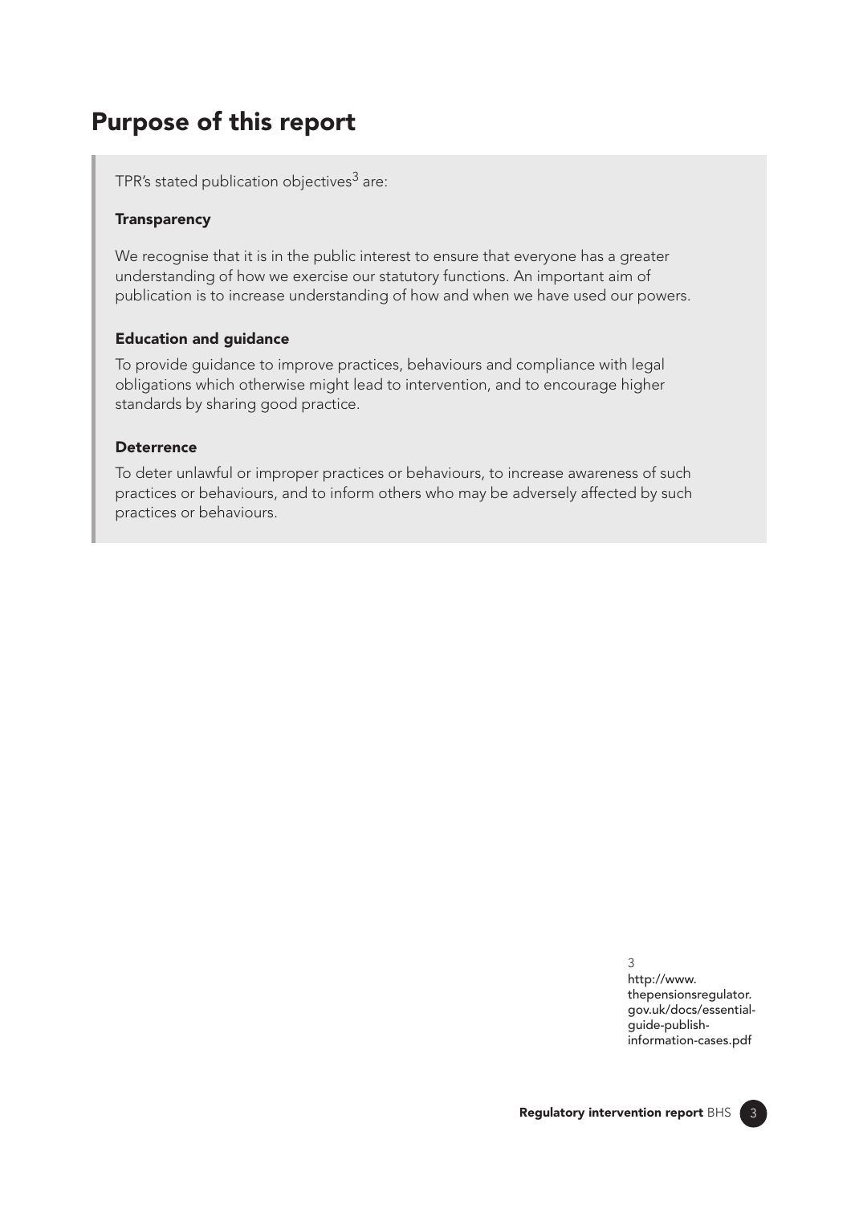## Purpose of this report

TPR's stated publication objectives[3] are:

**Transparency**

We recognise that it is in the public interest to ensure that everyone has a greater understanding of how we exercise our statutory functions. An important aim of publication is to increase understanding of how and when we have used our powers.

**Education and guidance**

To provide guidance to improve practices, behaviours and compliance with legal obligations which otherwise might lead to intervention, and to encourage higher standards by sharing good practice.

**Deterrence**

To deter unlawful or improper practices or behaviours, to increase awareness of such practices or behaviours, and to inform others who may be adversely affected by such practices or behaviours.

[3] http://www.thepensionsregulator.gov.uk/docs/essential-guide-publish-information-cases.pdf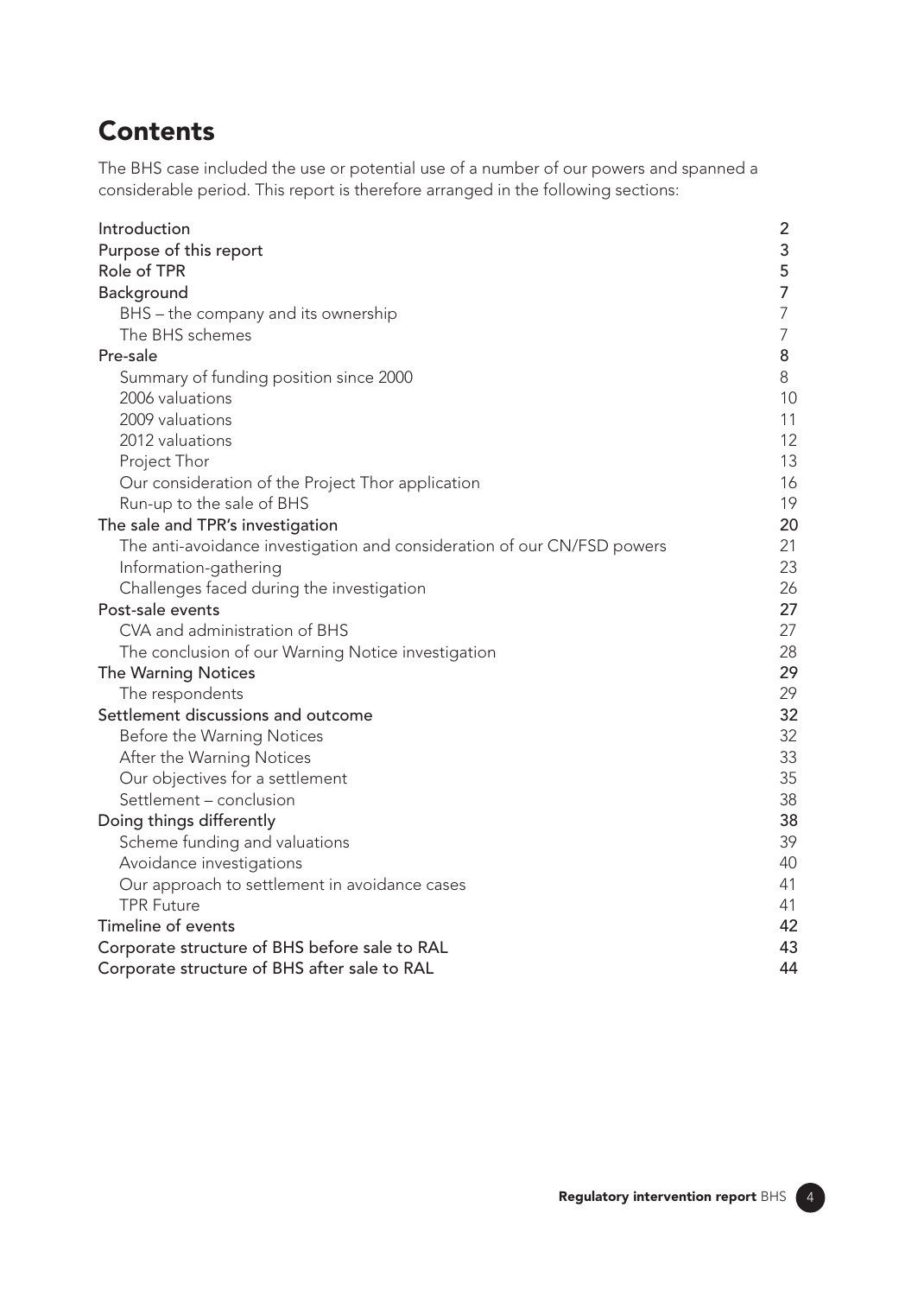# Contents

The BHS case included the use or potential use of a number of our powers and spanned a considerable period. This report is therefore arranged in the following sections:

| Section | Page |
|---|---|
| Introduction | 2 |
| Purpose of this report | 3 |
| Role of TPR | 5 |
| Background | 7 |
| BHS – the company and its ownership | 7 |
| The BHS schemes | 7 |
| Pre-sale | 8 |
| Summary of funding position since 2000 | 8 |
| 2006 valuations | 10 |
| 2009 valuations | 11 |
| 2012 valuations | 12 |
| Project Thor | 13 |
| Our consideration of the Project Thor application | 16 |
| Run-up to the sale of BHS | 19 |
| The sale and TPR's investigation | 20 |
| The anti-avoidance investigation and consideration of our CN/FSD powers | 21 |
| Information-gathering | 23 |
| Challenges faced during the investigation | 26 |
| Post-sale events | 27 |
| CVA and administration of BHS | 27 |
| The conclusion of our Warning Notice investigation | 28 |
| The Warning Notices | 29 |
| The respondents | 29 |
| Settlement discussions and outcome | 32 |
| Before the Warning Notices | 32 |
| After the Warning Notices | 33 |
| Our objectives for a settlement | 35 |
| Settlement – conclusion | 38 |
| Doing things differently | 38 |
| Scheme funding and valuations | 39 |
| Avoidance investigations | 40 |
| Our approach to settlement in avoidance cases | 41 |
| TPR Future | 41 |
| Timeline of events | 42 |
| Corporate structure of BHS before sale to RAL | 43 |
| Corporate structure of BHS after sale to RAL | 44 |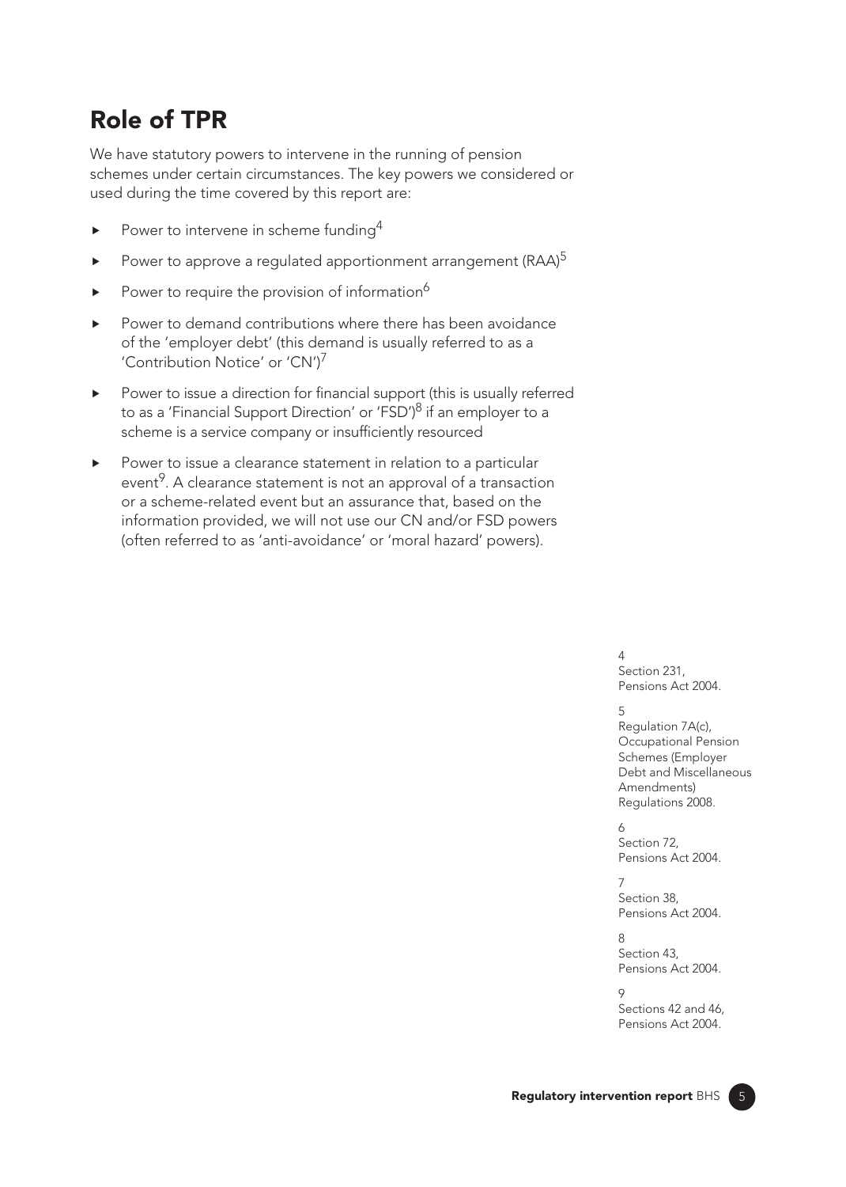## Role of TPR

We have statutory powers to intervene in the running of pension schemes under certain circumstances. The key powers we considered or used during the time covered by this report are:

- Power to intervene in scheme funding[4]
- Power to approve a regulated apportionment arrangement (RAA)[5]
- Power to require the provision of information[6]
- Power to demand contributions where there has been avoidance of the 'employer debt' (this demand is usually referred to as a 'Contribution Notice' or 'CN')[7]
- Power to issue a direction for financial support (this is usually referred to as a 'Financial Support Direction' or 'FSD')[8] if an employer to a scheme is a service company or insufficiently resourced
- Power to issue a clearance statement in relation to a particular event[9]. A clearance statement is not an approval of a transaction or a scheme-related event but an assurance that, based on the information provided, we will not use our CN and/or FSD powers (often referred to as 'anti-avoidance' or 'moral hazard' powers).

4 Section 231, Pensions Act 2004.

5 Regulation 7A(c), Occupational Pension Schemes (Employer Debt and Miscellaneous Amendments) Regulations 2008.

6 Section 72, Pensions Act 2004.

7 Section 38, Pensions Act 2004.

8 Section 43, Pensions Act 2004.

9 Sections 42 and 46, Pensions Act 2004.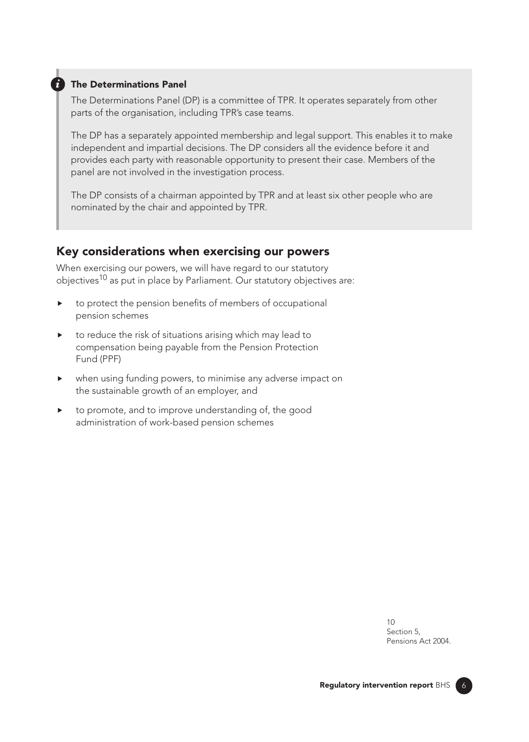### The Determinations Panel

The Determinations Panel (DP) is a committee of TPR. It operates separately from other parts of the organisation, including TPR's case teams.

The DP has a separately appointed membership and legal support. This enables it to make independent and impartial decisions. The DP considers all the evidence before it and provides each party with reasonable opportunity to present their case. Members of the panel are not involved in the investigation process.

The DP consists of a chairman appointed by TPR and at least six other people who are nominated by the chair and appointed by TPR.

## Key considerations when exercising our powers

When exercising our powers, we will have regard to our statutory objectives[10] as put in place by Parliament. Our statutory objectives are:

- to protect the pension benefits of members of occupational pension schemes
- to reduce the risk of situations arising which may lead to compensation being payable from the Pension Protection Fund (PPF)
- when using funding powers, to minimise any adverse impact on the sustainable growth of an employer, and
- to promote, and to improve understanding of, the good administration of work-based pension schemes

10 Section 5, Pensions Act 2004.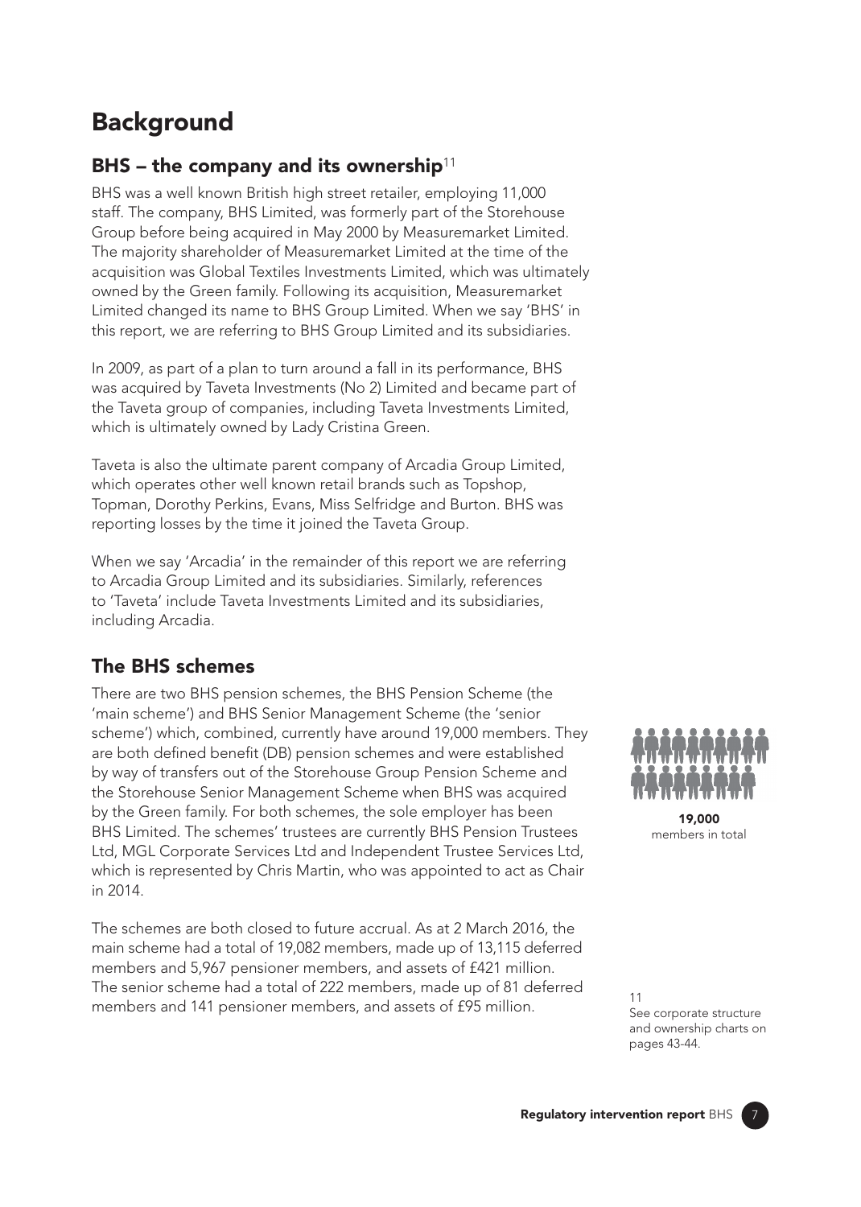# Background

## BHS – the company and its ownership[11]

BHS was a well known British high street retailer, employing 11,000 staff. The company, BHS Limited, was formerly part of the Storehouse Group before being acquired in May 2000 by Measuremarket Limited. The majority shareholder of Measuremarket Limited at the time of the acquisition was Global Textiles Investments Limited, which was ultimately owned by the Green family. Following its acquisition, Measuremarket Limited changed its name to BHS Group Limited. When we say 'BHS' in this report, we are referring to BHS Group Limited and its subsidiaries.

In 2009, as part of a plan to turn around a fall in its performance, BHS was acquired by Taveta Investments (No 2) Limited and became part of the Taveta group of companies, including Taveta Investments Limited, which is ultimately owned by Lady Cristina Green.

Taveta is also the ultimate parent company of Arcadia Group Limited, which operates other well known retail brands such as Topshop, Topman, Dorothy Perkins, Evans, Miss Selfridge and Burton. BHS was reporting losses by the time it joined the Taveta Group.

When we say 'Arcadia' in the remainder of this report we are referring to Arcadia Group Limited and its subsidiaries. Similarly, references to 'Taveta' include Taveta Investments Limited and its subsidiaries, including Arcadia.

## The BHS schemes

There are two BHS pension schemes, the BHS Pension Scheme (the 'main scheme') and BHS Senior Management Scheme (the 'senior scheme') which, combined, currently have around 19,000 members. They are both defined benefit (DB) pension schemes and were established by way of transfers out of the Storehouse Group Pension Scheme and the Storehouse Senior Management Scheme when BHS was acquired by the Green family. For both schemes, the sole employer has been BHS Limited. The schemes' trustees are currently BHS Pension Trustees Ltd, MGL Corporate Services Ltd and Independent Trustee Services Ltd, which is represented by Chris Martin, who was appointed to act as Chair in 2014.

**19,000**
members in total

The schemes are both closed to future accrual. As at 2 March 2016, the main scheme had a total of 19,082 members, made up of 13,115 deferred members and 5,967 pensioner members, and assets of £421 million. The senior scheme had a total of 222 members, made up of 81 deferred members and 141 pensioner members, and assets of £95 million.

11
See corporate structure and ownership charts on pages 43-44.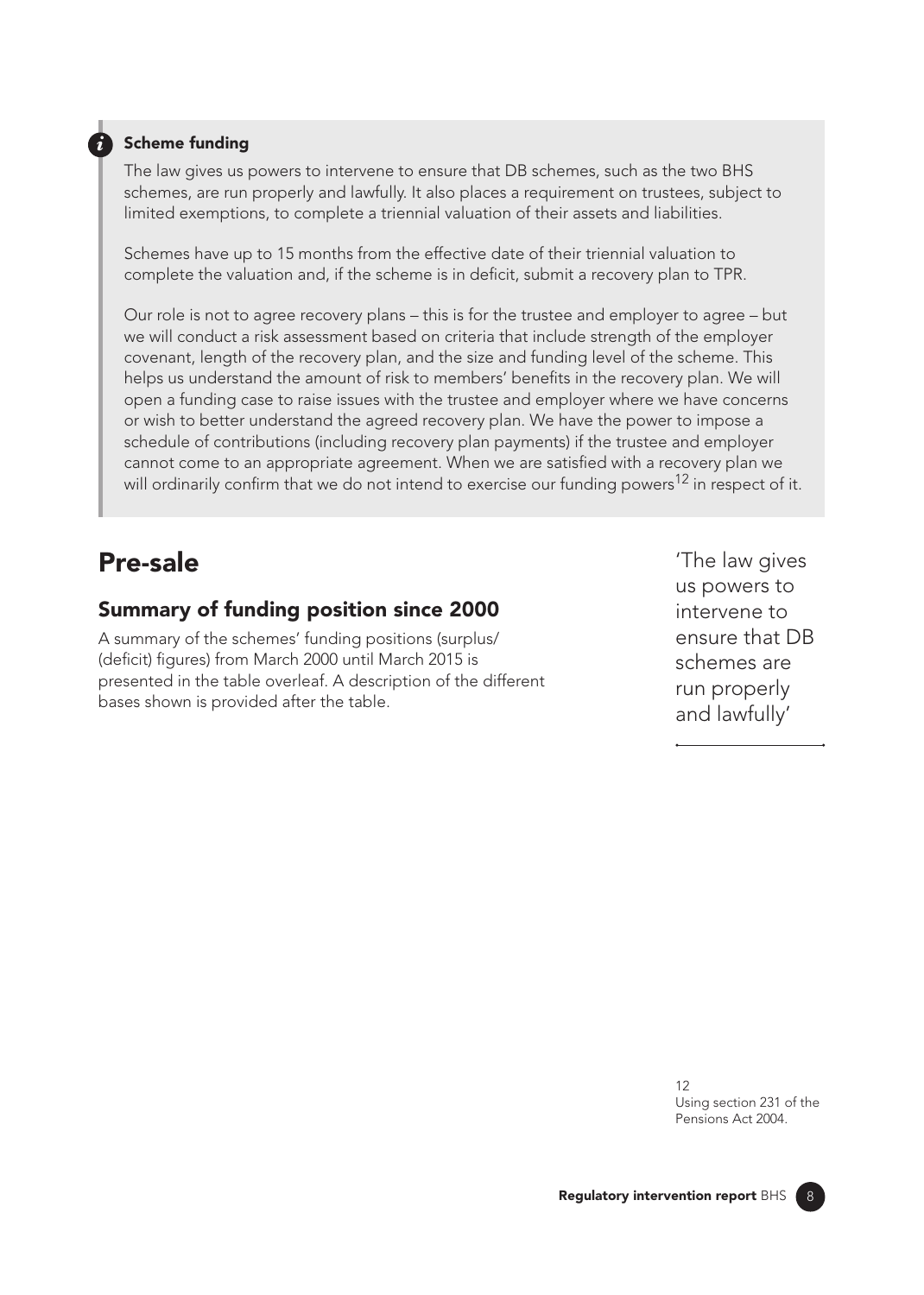### Scheme funding

The law gives us powers to intervene to ensure that DB schemes, such as the two BHS schemes, are run properly and lawfully. It also places a requirement on trustees, subject to limited exemptions, to complete a triennial valuation of their assets and liabilities.

Schemes have up to 15 months from the effective date of their triennial valuation to complete the valuation and, if the scheme is in deficit, submit a recovery plan to TPR.

Our role is not to agree recovery plans – this is for the trustee and employer to agree – but we will conduct a risk assessment based on criteria that include strength of the employer covenant, length of the recovery plan, and the size and funding level of the scheme. This helps us understand the amount of risk to members' benefits in the recovery plan. We will open a funding case to raise issues with the trustee and employer where we have concerns or wish to better understand the agreed recovery plan. We have the power to impose a schedule of contributions (including recovery plan payments) if the trustee and employer cannot come to an appropriate agreement. When we are satisfied with a recovery plan we will ordinarily confirm that we do not intend to exercise our funding powers[12] in respect of it.

## Pre-sale

### Summary of funding position since 2000

A summary of the schemes' funding positions (surplus/(deficit) figures) from March 2000 until March 2015 is presented in the table overleaf. A description of the different bases shown is provided after the table.

'The law gives us powers to intervene to ensure that DB schemes are run properly and lawfully'

12 Using section 231 of the Pensions Act 2004.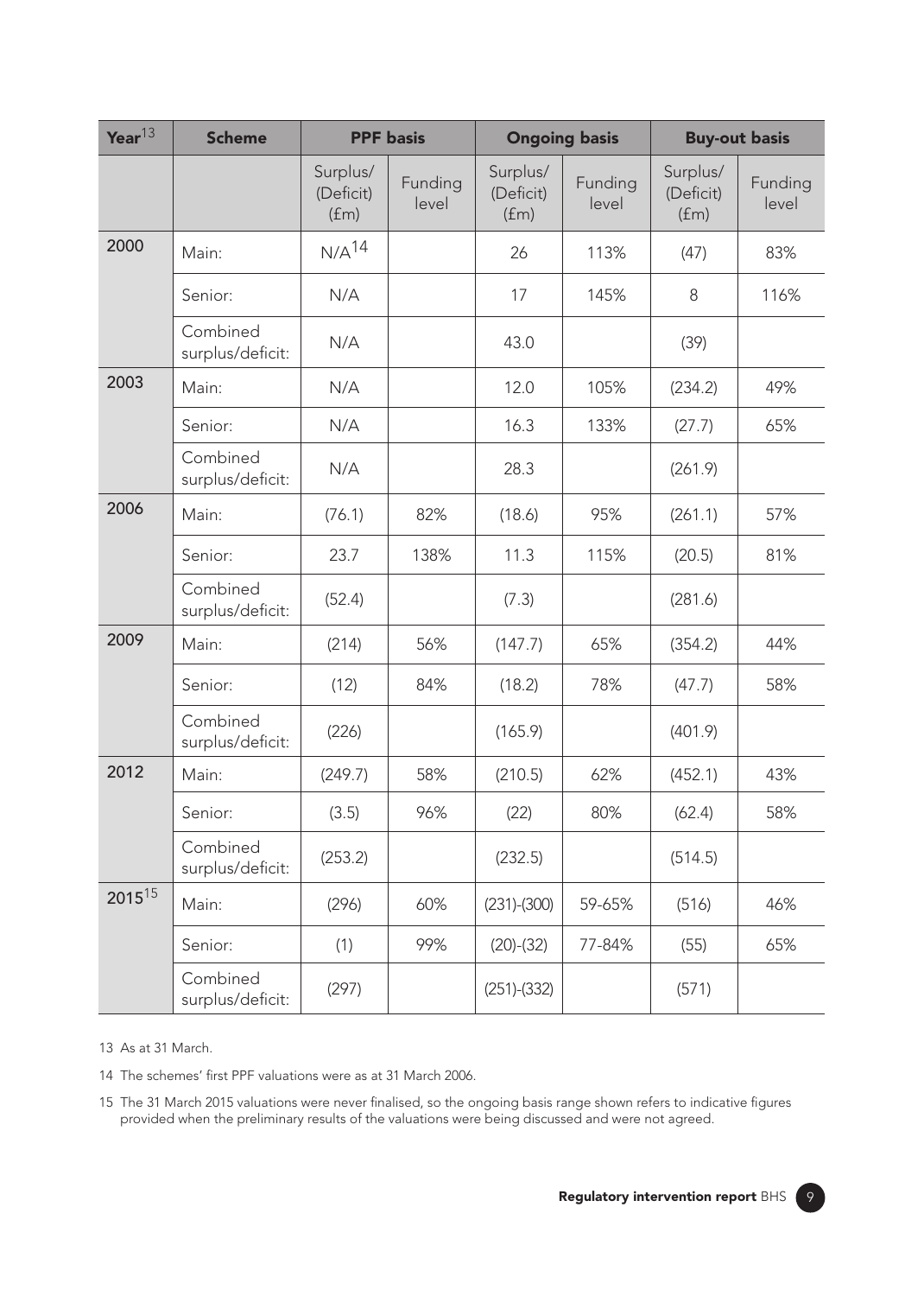| Year[13] | Scheme | PPF basis | | Ongoing basis | | Buy-out basis | |
|---|---|---|---|---|---|---|---|
| | | Surplus/ (Deficit) (£m) | Funding level | Surplus/ (Deficit) (£m) | Funding level | Surplus/ (Deficit) (£m) | Funding level |
| 2000 | Main: | N/A[14] | | 26 | 113% | (47) | 83% |
| | Senior: | N/A | | 17 | 145% | 8 | 116% |
| | Combined surplus/deficit: | N/A | | 43.0 | | (39) | |
| 2003 | Main: | N/A | | 12.0 | 105% | (234.2) | 49% |
| | Senior: | N/A | | 16.3 | 133% | (27.7) | 65% |
| | Combined surplus/deficit: | N/A | | 28.3 | | (261.9) | |
| 2006 | Main: | (76.1) | 82% | (18.6) | 95% | (261.1) | 57% |
| | Senior: | 23.7 | 138% | 11.3 | 115% | (20.5) | 81% |
| | Combined surplus/deficit: | (52.4) | | (7.3) | | (281.6) | |
| 2009 | Main: | (214) | 56% | (147.7) | 65% | (354.2) | 44% |
| | Senior: | (12) | 84% | (18.2) | 78% | (47.7) | 58% |
| | Combined surplus/deficit: | (226) | | (165.9) | | (401.9) | |
| 2012 | Main: | (249.7) | 58% | (210.5) | 62% | (452.1) | 43% |
| | Senior: | (3.5) | 96% | (22) | 80% | (62.4) | 58% |
| | Combined surplus/deficit: | (253.2) | | (232.5) | | (514.5) | |
| 2015[15] | Main: | (296) | 60% | (231)-(300) | 59-65% | (516) | 46% |
| | Senior: | (1) | 99% | (20)-(32) | 77-84% | (55) | 65% |
| | Combined surplus/deficit: | (297) | | (251)-(332) | | (571) | |

13 As at 31 March.

14 The schemes' first PPF valuations were as at 31 March 2006.

15 The 31 March 2015 valuations were never finalised, so the ongoing basis range shown refers to indicative figures provided when the preliminary results of the valuations were being discussed and were not agreed.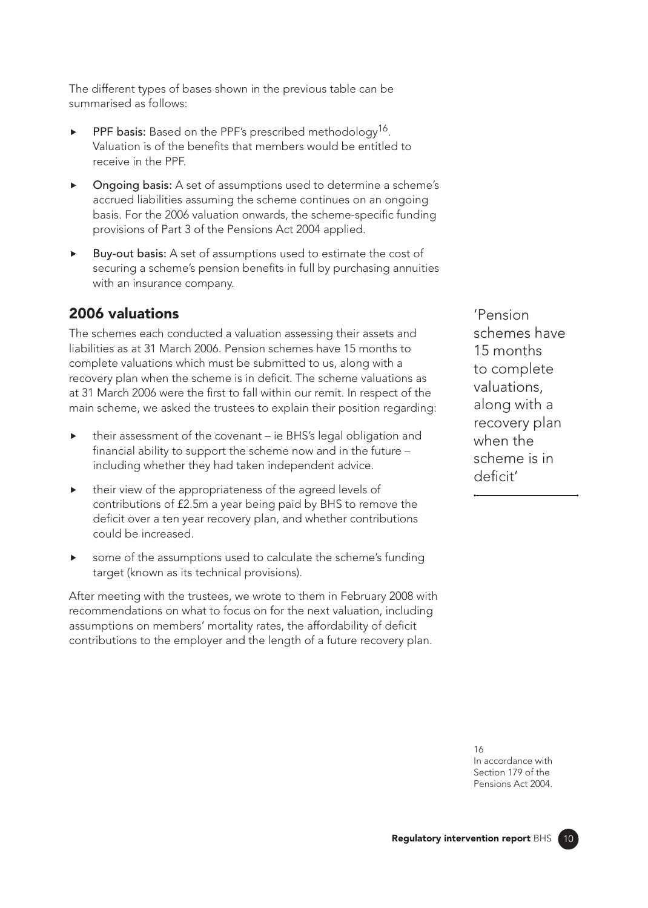The different types of bases shown in the previous table can be summarised as follows:

- **PPF basis:** Based on the PPF's prescribed methodology[16]. Valuation is of the benefits that members would be entitled to receive in the PPF.
- **Ongoing basis:** A set of assumptions used to determine a scheme's accrued liabilities assuming the scheme continues on an ongoing basis. For the 2006 valuation onwards, the scheme-specific funding provisions of Part 3 of the Pensions Act 2004 applied.
- **Buy-out basis:** A set of assumptions used to estimate the cost of securing a scheme's pension benefits in full by purchasing annuities with an insurance company.

## 2006 valuations

The schemes each conducted a valuation assessing their assets and liabilities as at 31 March 2006. Pension schemes have 15 months to complete valuations which must be submitted to us, along with a recovery plan when the scheme is in deficit. The scheme valuations as at 31 March 2006 were the first to fall within our remit. In respect of the main scheme, we asked the trustees to explain their position regarding:

- their assessment of the covenant – ie BHS's legal obligation and financial ability to support the scheme now and in the future – including whether they had taken independent advice.
- their view of the appropriateness of the agreed levels of contributions of £2.5m a year being paid by BHS to remove the deficit over a ten year recovery plan, and whether contributions could be increased.
- some of the assumptions used to calculate the scheme's funding target (known as its technical provisions).

After meeting with the trustees, we wrote to them in February 2008 with recommendations on what to focus on for the next valuation, including assumptions on members' mortality rates, the affordability of deficit contributions to the employer and the length of a future recovery plan.

'Pension schemes have 15 months to complete valuations, along with a recovery plan when the scheme is in deficit'

16 In accordance with Section 179 of the Pensions Act 2004.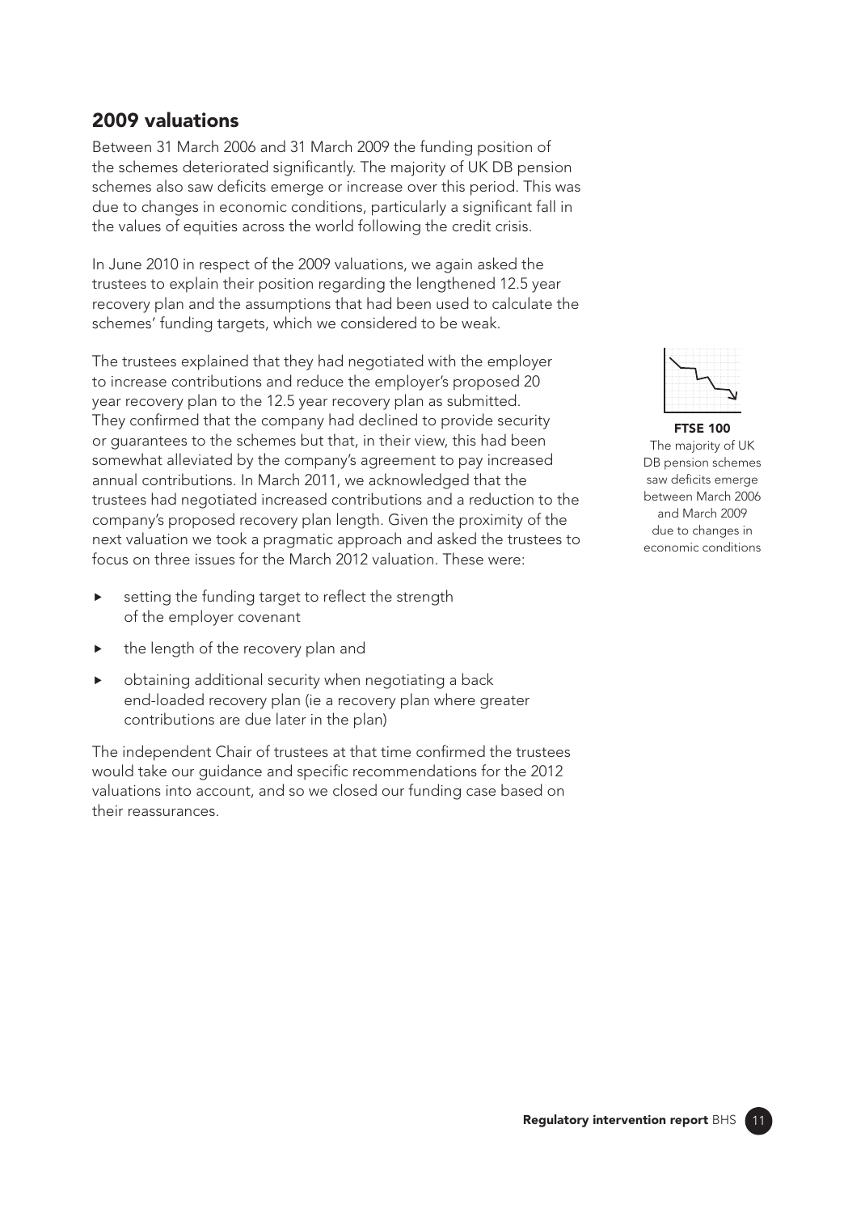## 2009 valuations

Between 31 March 2006 and 31 March 2009 the funding position of the schemes deteriorated significantly. The majority of UK DB pension schemes also saw deficits emerge or increase over this period. This was due to changes in economic conditions, particularly a significant fall in the values of equities across the world following the credit crisis.

In June 2010 in respect of the 2009 valuations, we again asked the trustees to explain their position regarding the lengthened 12.5 year recovery plan and the assumptions that had been used to calculate the schemes' funding targets, which we considered to be weak.

The trustees explained that they had negotiated with the employer to increase contributions and reduce the employer's proposed 20 year recovery plan to the 12.5 year recovery plan as submitted. They confirmed that the company had declined to provide security or guarantees to the schemes but that, in their view, this had been somewhat alleviated by the company's agreement to pay increased annual contributions. In March 2011, we acknowledged that the trustees had negotiated increased contributions and a reduction to the company's proposed recovery plan length. Given the proximity of the next valuation we took a pragmatic approach and asked the trustees to focus on three issues for the March 2012 valuation. These were:

- setting the funding target to reflect the strength of the employer covenant
- the length of the recovery plan and
- obtaining additional security when negotiating a back end-loaded recovery plan (ie a recovery plan where greater contributions are due later in the plan)

The independent Chair of trustees at that time confirmed the trustees would take our guidance and specific recommendations for the 2012 valuations into account, and so we closed our funding case based on their reassurances.

**FTSE 100**
The majority of UK DB pension schemes saw deficits emerge between March 2006 and March 2009 due to changes in economic conditions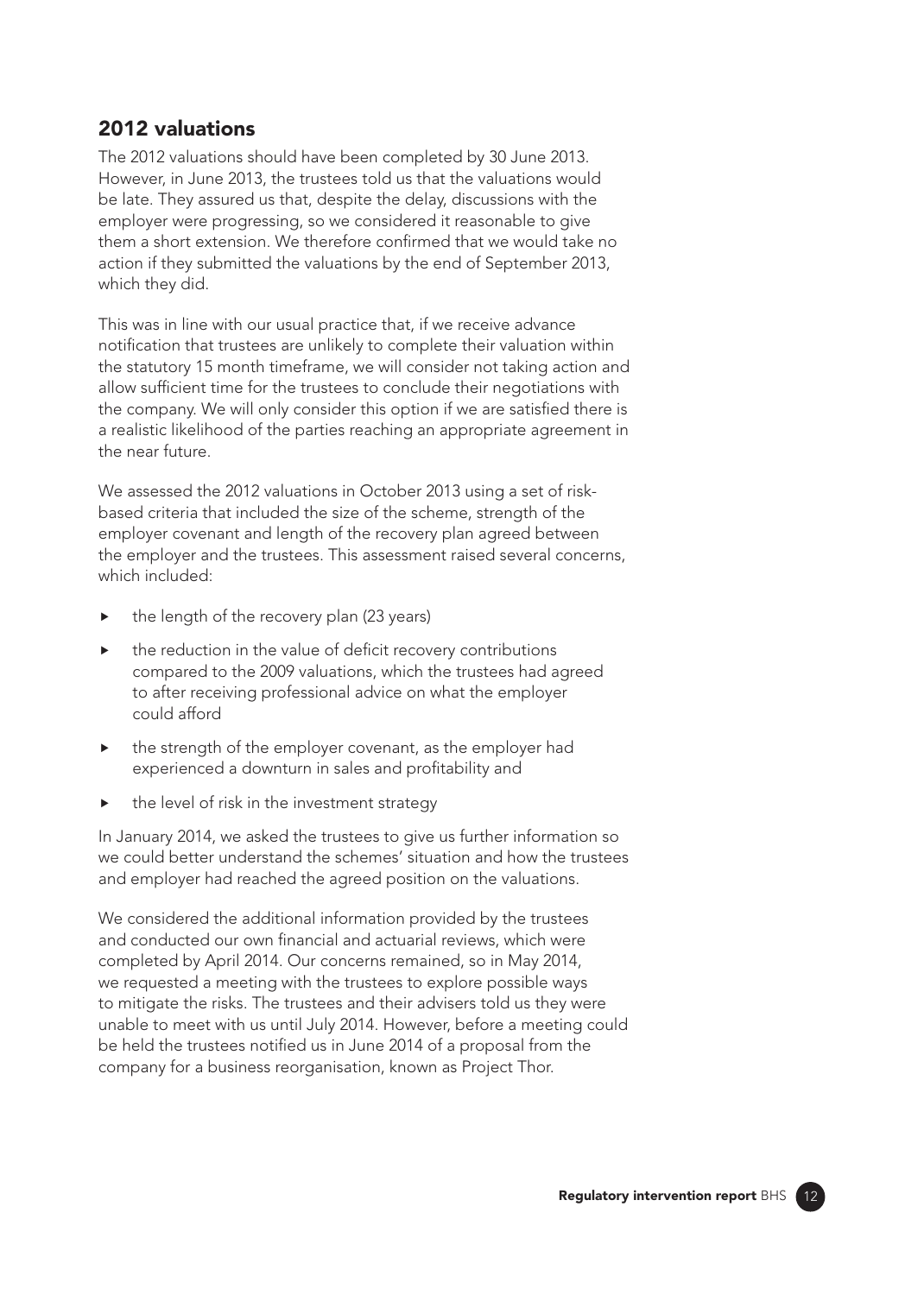## 2012 valuations

The 2012 valuations should have been completed by 30 June 2013. However, in June 2013, the trustees told us that the valuations would be late. They assured us that, despite the delay, discussions with the employer were progressing, so we considered it reasonable to give them a short extension. We therefore confirmed that we would take no action if they submitted the valuations by the end of September 2013, which they did.

This was in line with our usual practice that, if we receive advance notification that trustees are unlikely to complete their valuation within the statutory 15 month timeframe, we will consider not taking action and allow sufficient time for the trustees to conclude their negotiations with the company. We will only consider this option if we are satisfied there is a realistic likelihood of the parties reaching an appropriate agreement in the near future.

We assessed the 2012 valuations in October 2013 using a set of risk-based criteria that included the size of the scheme, strength of the employer covenant and length of the recovery plan agreed between the employer and the trustees. This assessment raised several concerns, which included:

- the length of the recovery plan (23 years)
- the reduction in the value of deficit recovery contributions compared to the 2009 valuations, which the trustees had agreed to after receiving professional advice on what the employer could afford
- the strength of the employer covenant, as the employer had experienced a downturn in sales and profitability and
- the level of risk in the investment strategy

In January 2014, we asked the trustees to give us further information so we could better understand the schemes' situation and how the trustees and employer had reached the agreed position on the valuations.

We considered the additional information provided by the trustees and conducted our own financial and actuarial reviews, which were completed by April 2014. Our concerns remained, so in May 2014, we requested a meeting with the trustees to explore possible ways to mitigate the risks. The trustees and their advisers told us they were unable to meet with us until July 2014. However, before a meeting could be held the trustees notified us in June 2014 of a proposal from the company for a business reorganisation, known as Project Thor.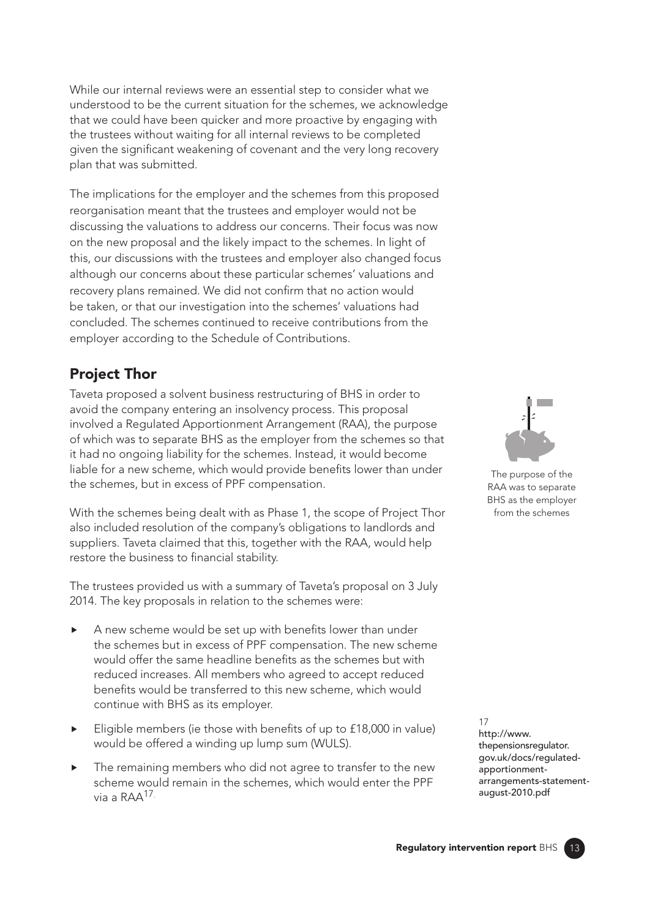While our internal reviews were an essential step to consider what we understood to be the current situation for the schemes, we acknowledge that we could have been quicker and more proactive by engaging with the trustees without waiting for all internal reviews to be completed given the significant weakening of covenant and the very long recovery plan that was submitted.

The implications for the employer and the schemes from this proposed reorganisation meant that the trustees and employer would not be discussing the valuations to address our concerns. Their focus was now on the new proposal and the likely impact to the schemes. In light of this, our discussions with the trustees and employer also changed focus although our concerns about these particular schemes' valuations and recovery plans remained. We did not confirm that no action would be taken, or that our investigation into the schemes' valuations had concluded. The schemes continued to receive contributions from the employer according to the Schedule of Contributions.

## Project Thor

Taveta proposed a solvent business restructuring of BHS in order to avoid the company entering an insolvency process. This proposal involved a Regulated Apportionment Arrangement (RAA), the purpose of which was to separate BHS as the employer from the schemes so that it had no ongoing liability for the schemes. Instead, it would become liable for a new scheme, which would provide benefits lower than under the schemes, but in excess of PPF compensation.

The purpose of the RAA was to separate BHS as the employer from the schemes

With the schemes being dealt with as Phase 1, the scope of Project Thor also included resolution of the company's obligations to landlords and suppliers. Taveta claimed that this, together with the RAA, would help restore the business to financial stability.

The trustees provided us with a summary of Taveta's proposal on 3 July 2014. The key proposals in relation to the schemes were:

- A new scheme would be set up with benefits lower than under the schemes but in excess of PPF compensation. The new scheme would offer the same headline benefits as the schemes but with reduced increases. All members who agreed to accept reduced benefits would be transferred to this new scheme, which would continue with BHS as its employer.
- Eligible members (ie those with benefits of up to £18,000 in value) would be offered a winding up lump sum (WULS).
- The remaining members who did not agree to transfer to the new scheme would remain in the schemes, which would enter the PPF via a RAA[17].

17 http://www.thepensionsregulator.gov.uk/docs/regulated-apportionment-arrangements-statement-august-2010.pdf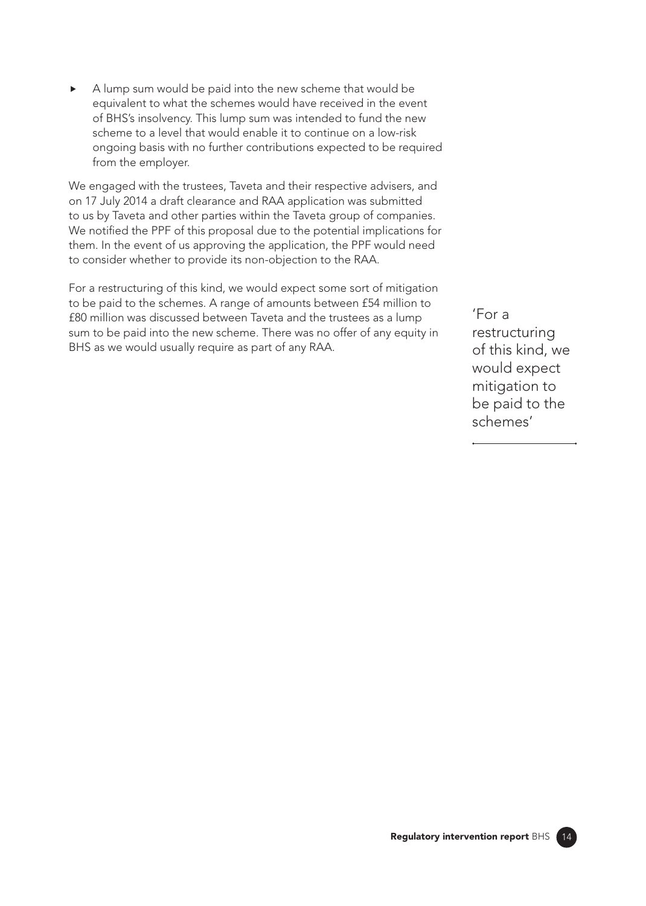- A lump sum would be paid into the new scheme that would be equivalent to what the schemes would have received in the event of BHS's insolvency. This lump sum was intended to fund the new scheme to a level that would enable it to continue on a low-risk ongoing basis with no further contributions expected to be required from the employer.

We engaged with the trustees, Taveta and their respective advisers, and on 17 July 2014 a draft clearance and RAA application was submitted to us by Taveta and other parties within the Taveta group of companies. We notified the PPF of this proposal due to the potential implications for them. In the event of us approving the application, the PPF would need to consider whether to provide its non-objection to the RAA.

For a restructuring of this kind, we would expect some sort of mitigation to be paid to the schemes. A range of amounts between £54 million to £80 million was discussed between Taveta and the trustees as a lump sum to be paid into the new scheme. There was no offer of any equity in BHS as we would usually require as part of any RAA.

> 'For a restructuring of this kind, we would expect mitigation to be paid to the schemes'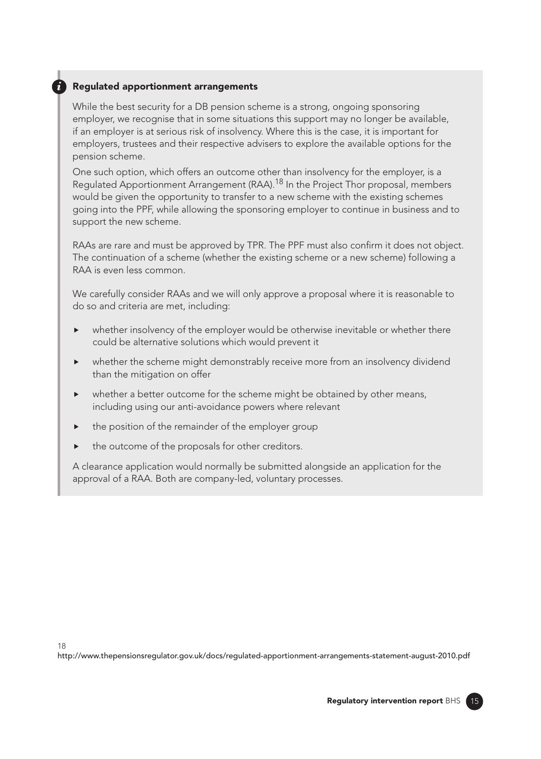### Regulated apportionment arrangements

While the best security for a DB pension scheme is a strong, ongoing sponsoring employer, we recognise that in some situations this support may no longer be available, if an employer is at serious risk of insolvency. Where this is the case, it is important for employers, trustees and their respective advisers to explore the available options for the pension scheme.

One such option, which offers an outcome other than insolvency for the employer, is a Regulated Apportionment Arrangement (RAA).[18] In the Project Thor proposal, members would be given the opportunity to transfer to a new scheme with the existing schemes going into the PPF, while allowing the sponsoring employer to continue in business and to support the new scheme.

RAAs are rare and must be approved by TPR. The PPF must also confirm it does not object. The continuation of a scheme (whether the existing scheme or a new scheme) following a RAA is even less common.

We carefully consider RAAs and we will only approve a proposal where it is reasonable to do so and criteria are met, including:

- whether insolvency of the employer would be otherwise inevitable or whether there could be alternative solutions which would prevent it
- whether the scheme might demonstrably receive more from an insolvency dividend than the mitigation on offer
- whether a better outcome for the scheme might be obtained by other means, including using our anti-avoidance powers where relevant
- the position of the remainder of the employer group
- the outcome of the proposals for other creditors.

A clearance application would normally be submitted alongside an application for the approval of a RAA. Both are company-led, voluntary processes.

[18] http://www.thepensionsregulator.gov.uk/docs/regulated-apportionment-arrangements-statement-august-2010.pdf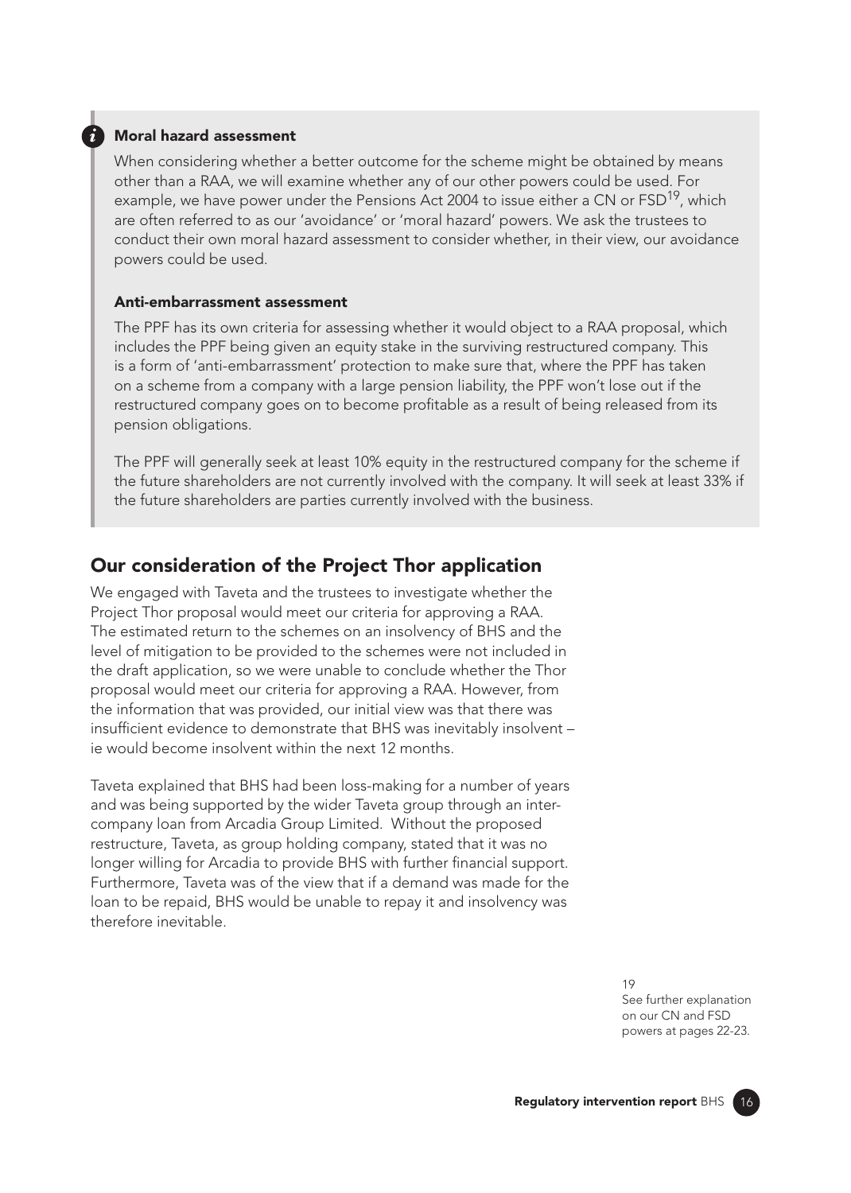### Moral hazard assessment

When considering whether a better outcome for the scheme might be obtained by means other than a RAA, we will examine whether any of our other powers could be used. For example, we have power under the Pensions Act 2004 to issue either a CN or FSD[19], which are often referred to as our 'avoidance' or 'moral hazard' powers. We ask the trustees to conduct their own moral hazard assessment to consider whether, in their view, our avoidance powers could be used.

### Anti-embarrassment assessment

The PPF has its own criteria for assessing whether it would object to a RAA proposal, which includes the PPF being given an equity stake in the surviving restructured company. This is a form of 'anti-embarrassment' protection to make sure that, where the PPF has taken on a scheme from a company with a large pension liability, the PPF won't lose out if the restructured company goes on to become profitable as a result of being released from its pension obligations.

The PPF will generally seek at least 10% equity in the restructured company for the scheme if the future shareholders are not currently involved with the company. It will seek at least 33% if the future shareholders are parties currently involved with the business.

## Our consideration of the Project Thor application

We engaged with Taveta and the trustees to investigate whether the Project Thor proposal would meet our criteria for approving a RAA. The estimated return to the schemes on an insolvency of BHS and the level of mitigation to be provided to the schemes were not included in the draft application, so we were unable to conclude whether the Thor proposal would meet our criteria for approving a RAA. However, from the information that was provided, our initial view was that there was insufficient evidence to demonstrate that BHS was inevitably insolvent – ie would become insolvent within the next 12 months.

Taveta explained that BHS had been loss-making for a number of years and was being supported by the wider Taveta group through an inter-company loan from Arcadia Group Limited. Without the proposed restructure, Taveta, as group holding company, stated that it was no longer willing for Arcadia to provide BHS with further financial support. Furthermore, Taveta was of the view that if a demand was made for the loan to be repaid, BHS would be unable to repay it and insolvency was therefore inevitable.

19 See further explanation on our CN and FSD powers at pages 22-23.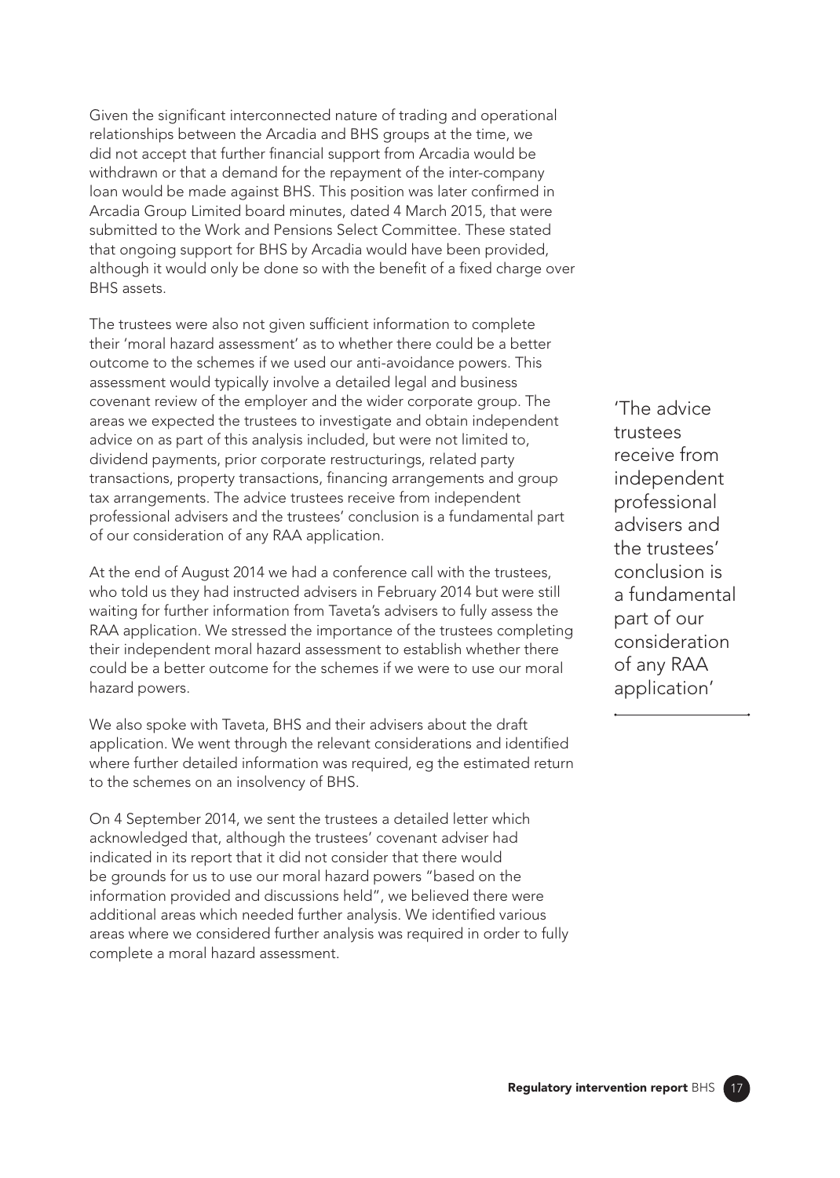Given the significant interconnected nature of trading and operational relationships between the Arcadia and BHS groups at the time, we did not accept that further financial support from Arcadia would be withdrawn or that a demand for the repayment of the inter-company loan would be made against BHS. This position was later confirmed in Arcadia Group Limited board minutes, dated 4 March 2015, that were submitted to the Work and Pensions Select Committee. These stated that ongoing support for BHS by Arcadia would have been provided, although it would only be done so with the benefit of a fixed charge over BHS assets.

The trustees were also not given sufficient information to complete their 'moral hazard assessment' as to whether there could be a better outcome to the schemes if we used our anti-avoidance powers. This assessment would typically involve a detailed legal and business covenant review of the employer and the wider corporate group. The areas we expected the trustees to investigate and obtain independent advice on as part of this analysis included, but were not limited to, dividend payments, prior corporate restructurings, related party transactions, property transactions, financing arrangements and group tax arrangements. The advice trustees receive from independent professional advisers and the trustees' conclusion is a fundamental part of our consideration of any RAA application.

> 'The advice trustees receive from independent professional advisers and the trustees' conclusion is a fundamental part of our consideration of any RAA application'

At the end of August 2014 we had a conference call with the trustees, who told us they had instructed advisers in February 2014 but were still waiting for further information from Taveta's advisers to fully assess the RAA application. We stressed the importance of the trustees completing their independent moral hazard assessment to establish whether there could be a better outcome for the schemes if we were to use our moral hazard powers.

We also spoke with Taveta, BHS and their advisers about the draft application. We went through the relevant considerations and identified where further detailed information was required, eg the estimated return to the schemes on an insolvency of BHS.

On 4 September 2014, we sent the trustees a detailed letter which acknowledged that, although the trustees' covenant adviser had indicated in its report that it did not consider that there would be grounds for us to use our moral hazard powers "based on the information provided and discussions held", we believed there were additional areas which needed further analysis. We identified various areas where we considered further analysis was required in order to fully complete a moral hazard assessment.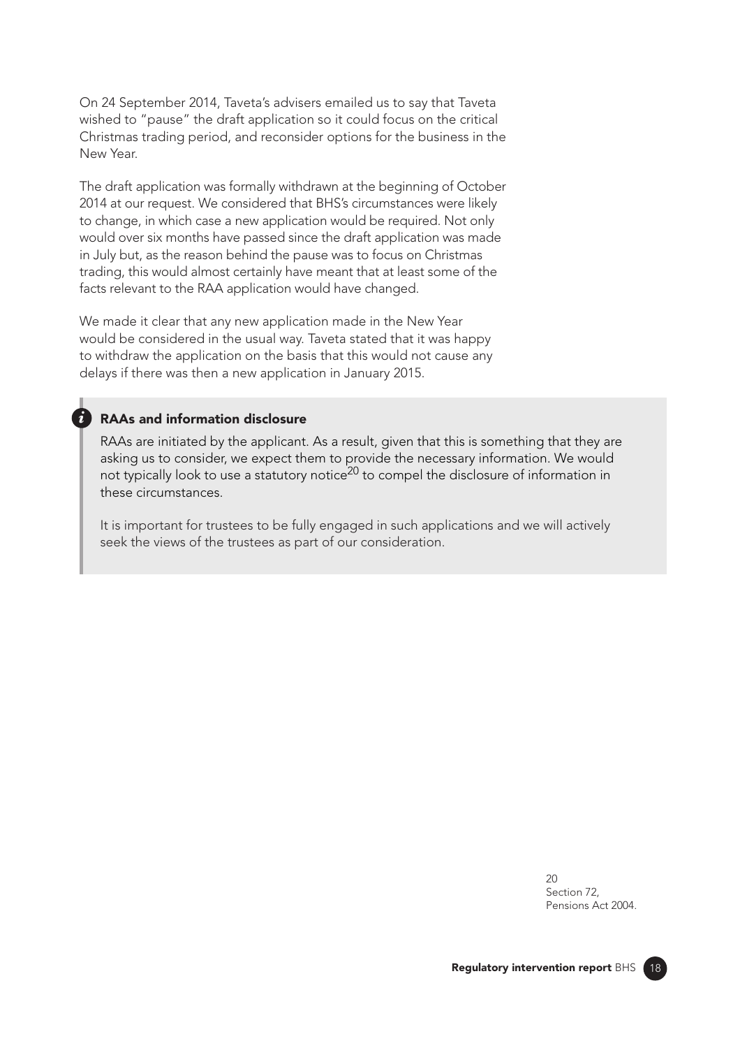On 24 September 2014, Taveta's advisers emailed us to say that Taveta wished to "pause" the draft application so it could focus on the critical Christmas trading period, and reconsider options for the business in the New Year.

The draft application was formally withdrawn at the beginning of October 2014 at our request. We considered that BHS's circumstances were likely to change, in which case a new application would be required. Not only would over six months have passed since the draft application was made in July but, as the reason behind the pause was to focus on Christmas trading, this would almost certainly have meant that at least some of the facts relevant to the RAA application would have changed.

We made it clear that any new application made in the New Year would be considered in the usual way. Taveta stated that it was happy to withdraw the application on the basis that this would not cause any delays if there was then a new application in January 2015.

### RAAs and information disclosure

RAAs are initiated by the applicant. As a result, given that this is something that they are asking us to consider, we expect them to provide the necessary information. We would not typically look to use a statutory notice[20] to compel the disclosure of information in these circumstances.

It is important for trustees to be fully engaged in such applications and we will actively seek the views of the trustees as part of our consideration.

[20] Section 72, Pensions Act 2004.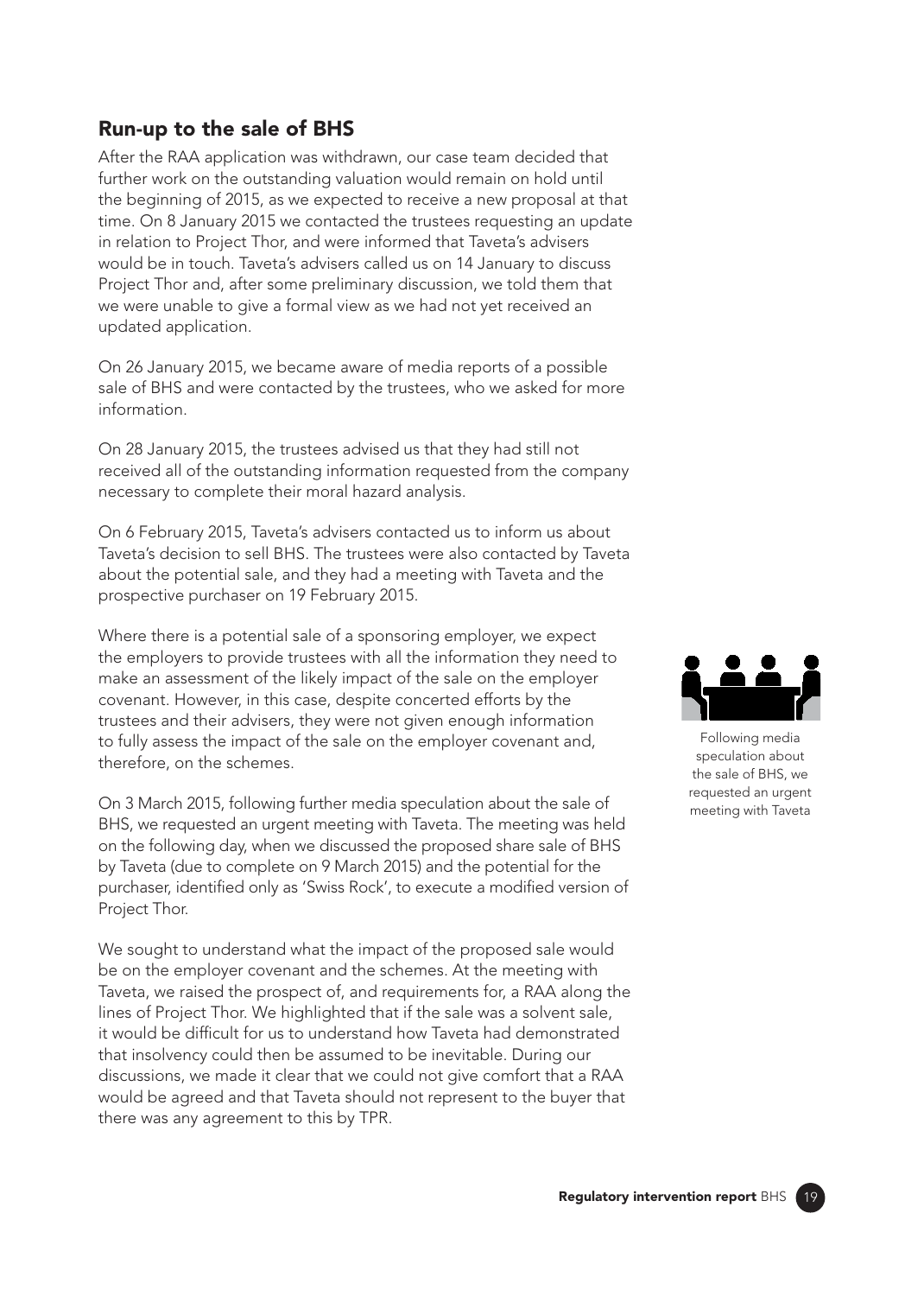## Run-up to the sale of BHS

After the RAA application was withdrawn, our case team decided that further work on the outstanding valuation would remain on hold until the beginning of 2015, as we expected to receive a new proposal at that time. On 8 January 2015 we contacted the trustees requesting an update in relation to Project Thor, and were informed that Taveta's advisers would be in touch. Taveta's advisers called us on 14 January to discuss Project Thor and, after some preliminary discussion, we told them that we were unable to give a formal view as we had not yet received an updated application.

On 26 January 2015, we became aware of media reports of a possible sale of BHS and were contacted by the trustees, who we asked for more information.

On 28 January 2015, the trustees advised us that they had still not received all of the outstanding information requested from the company necessary to complete their moral hazard analysis.

On 6 February 2015, Taveta's advisers contacted us to inform us about Taveta's decision to sell BHS. The trustees were also contacted by Taveta about the potential sale, and they had a meeting with Taveta and the prospective purchaser on 19 February 2015.

Where there is a potential sale of a sponsoring employer, we expect the employers to provide trustees with all the information they need to make an assessment of the likely impact of the sale on the employer covenant. However, in this case, despite concerted efforts by the trustees and their advisers, they were not given enough information to fully assess the impact of the sale on the employer covenant and, therefore, on the schemes.

Following media speculation about the sale of BHS, we requested an urgent meeting with Taveta

On 3 March 2015, following further media speculation about the sale of BHS, we requested an urgent meeting with Taveta. The meeting was held on the following day, when we discussed the proposed share sale of BHS by Taveta (due to complete on 9 March 2015) and the potential for the purchaser, identified only as 'Swiss Rock', to execute a modified version of Project Thor.

We sought to understand what the impact of the proposed sale would be on the employer covenant and the schemes. At the meeting with Taveta, we raised the prospect of, and requirements for, a RAA along the lines of Project Thor. We highlighted that if the sale was a solvent sale, it would be difficult for us to understand how Taveta had demonstrated that insolvency could then be assumed to be inevitable. During our discussions, we made it clear that we could not give comfort that a RAA would be agreed and that Taveta should not represent to the buyer that there was any agreement to this by TPR.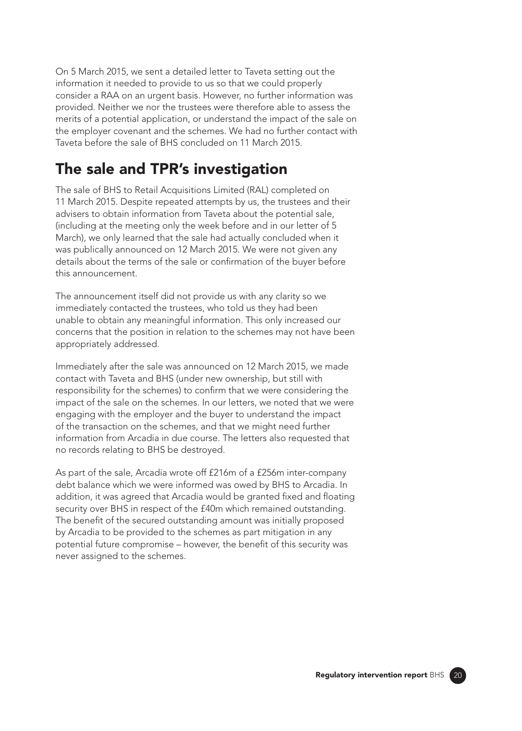On 5 March 2015, we sent a detailed letter to Taveta setting out the information it needed to provide to us so that we could properly consider a RAA on an urgent basis. However, no further information was provided. Neither we nor the trustees were therefore able to assess the merits of a potential application, or understand the impact of the sale on the employer covenant and the schemes. We had no further contact with Taveta before the sale of BHS concluded on 11 March 2015.

## The sale and TPR's investigation

The sale of BHS to Retail Acquisitions Limited (RAL) completed on 11 March 2015. Despite repeated attempts by us, the trustees and their advisers to obtain information from Taveta about the potential sale, (including at the meeting only the week before and in our letter of 5 March), we only learned that the sale had actually concluded when it was publically announced on 12 March 2015. We were not given any details about the terms of the sale or confirmation of the buyer before this announcement.

The announcement itself did not provide us with any clarity so we immediately contacted the trustees, who told us they had been unable to obtain any meaningful information. This only increased our concerns that the position in relation to the schemes may not have been appropriately addressed.

Immediately after the sale was announced on 12 March 2015, we made contact with Taveta and BHS (under new ownership, but still with responsibility for the schemes) to confirm that we were considering the impact of the sale on the schemes. In our letters, we noted that we were engaging with the employer and the buyer to understand the impact of the transaction on the schemes, and that we might need further information from Arcadia in due course. The letters also requested that no records relating to BHS be destroyed.

As part of the sale, Arcadia wrote off £216m of a £256m inter-company debt balance which we were informed was owed by BHS to Arcadia. In addition, it was agreed that Arcadia would be granted fixed and floating security over BHS in respect of the £40m which remained outstanding. The benefit of the secured outstanding amount was initially proposed by Arcadia to be provided to the schemes as part mitigation in any potential future compromise – however, the benefit of this security was never assigned to the schemes.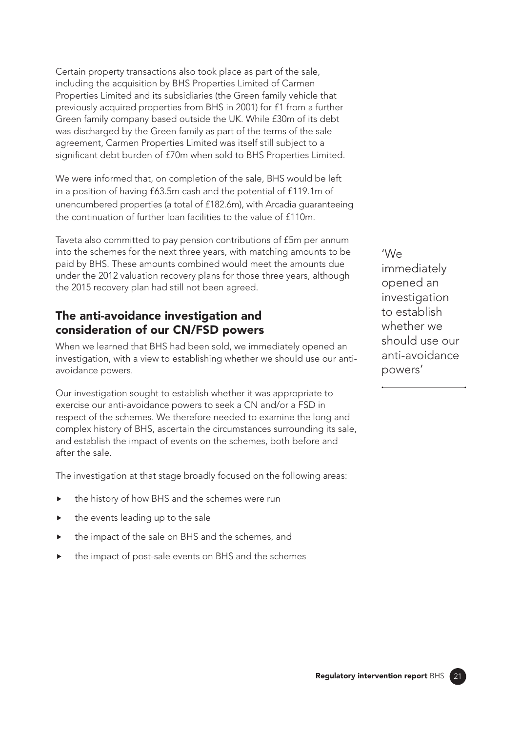Certain property transactions also took place as part of the sale, including the acquisition by BHS Properties Limited of Carmen Properties Limited and its subsidiaries (the Green family vehicle that previously acquired properties from BHS in 2001) for £1 from a further Green family company based outside the UK. While £30m of its debt was discharged by the Green family as part of the terms of the sale agreement, Carmen Properties Limited was itself still subject to a significant debt burden of £70m when sold to BHS Properties Limited.

We were informed that, on completion of the sale, BHS would be left in a position of having £63.5m cash and the potential of £119.1m of unencumbered properties (a total of £182.6m), with Arcadia guaranteeing the continuation of further loan facilities to the value of £110m.

Taveta also committed to pay pension contributions of £5m per annum into the schemes for the next three years, with matching amounts to be paid by BHS. These amounts combined would meet the amounts due under the 2012 valuation recovery plans for those three years, although the 2015 recovery plan had still not been agreed.

## The anti-avoidance investigation and consideration of our CN/FSD powers

When we learned that BHS had been sold, we immediately opened an investigation, with a view to establishing whether we should use our anti-avoidance powers.

'We immediately opened an investigation to establish whether we should use our anti-avoidance powers'

Our investigation sought to establish whether it was appropriate to exercise our anti-avoidance powers to seek a CN and/or a FSD in respect of the schemes. We therefore needed to examine the long and complex history of BHS, ascertain the circumstances surrounding its sale, and establish the impact of events on the schemes, both before and after the sale.

The investigation at that stage broadly focused on the following areas:

- the history of how BHS and the schemes were run
- the events leading up to the sale
- the impact of the sale on BHS and the schemes, and
- the impact of post-sale events on BHS and the schemes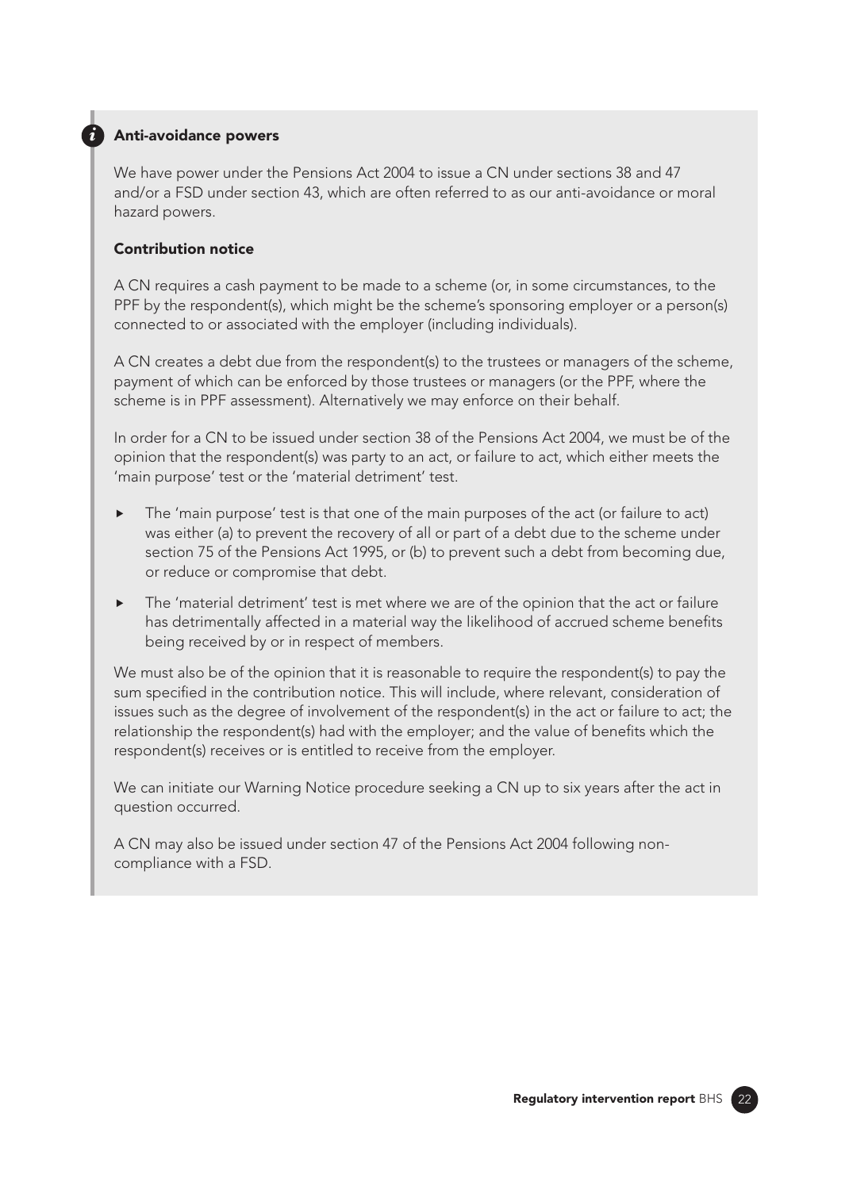## Anti-avoidance powers

We have power under the Pensions Act 2004 to issue a CN under sections 38 and 47 and/or a FSD under section 43, which are often referred to as our anti-avoidance or moral hazard powers.

### Contribution notice

A CN requires a cash payment to be made to a scheme (or, in some circumstances, to the PPF by the respondent(s), which might be the scheme's sponsoring employer or a person(s) connected to or associated with the employer (including individuals).

A CN creates a debt due from the respondent(s) to the trustees or managers of the scheme, payment of which can be enforced by those trustees or managers (or the PPF, where the scheme is in PPF assessment). Alternatively we may enforce on their behalf.

In order for a CN to be issued under section 38 of the Pensions Act 2004, we must be of the opinion that the respondent(s) was party to an act, or failure to act, which either meets the 'main purpose' test or the 'material detriment' test.

- The 'main purpose' test is that one of the main purposes of the act (or failure to act) was either (a) to prevent the recovery of all or part of a debt due to the scheme under section 75 of the Pensions Act 1995, or (b) to prevent such a debt from becoming due, or reduce or compromise that debt.
- The 'material detriment' test is met where we are of the opinion that the act or failure has detrimentally affected in a material way the likelihood of accrued scheme benefits being received by or in respect of members.

We must also be of the opinion that it is reasonable to require the respondent(s) to pay the sum specified in the contribution notice. This will include, where relevant, consideration of issues such as the degree of involvement of the respondent(s) in the act or failure to act; the relationship the respondent(s) had with the employer; and the value of benefits which the respondent(s) receives or is entitled to receive from the employer.

We can initiate our Warning Notice procedure seeking a CN up to six years after the act in question occurred.

A CN may also be issued under section 47 of the Pensions Act 2004 following non-compliance with a FSD.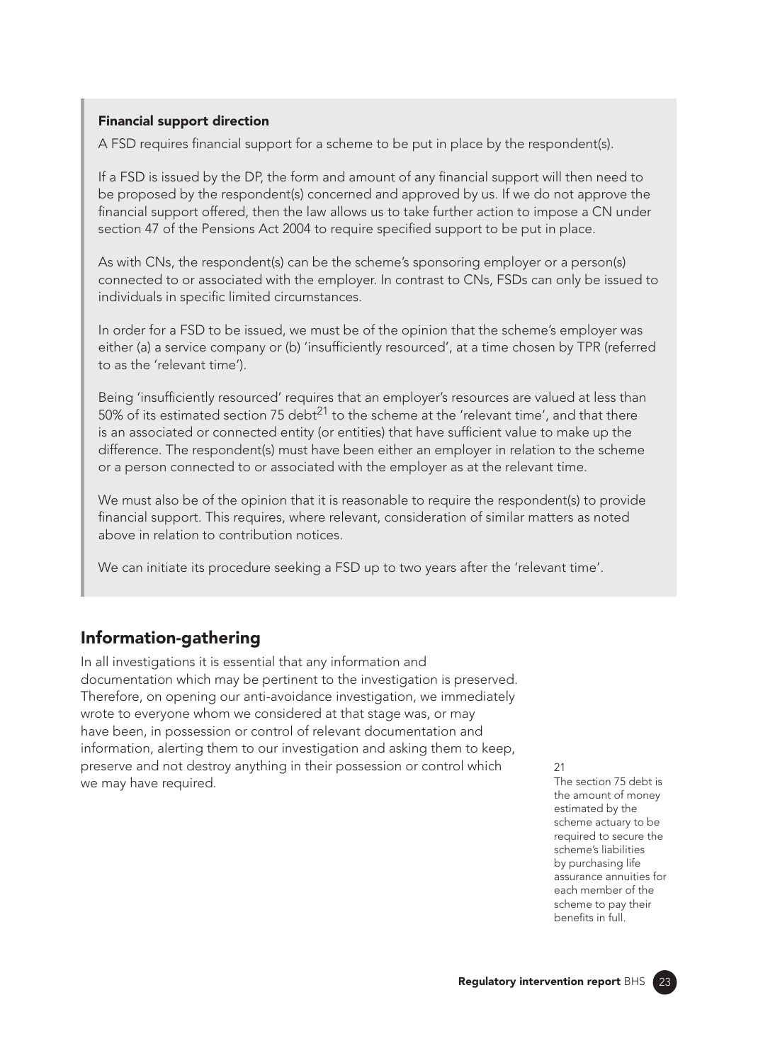### Financial support direction

A FSD requires financial support for a scheme to be put in place by the respondent(s).

If a FSD is issued by the DP, the form and amount of any financial support will then need to be proposed by the respondent(s) concerned and approved by us. If we do not approve the financial support offered, then the law allows us to take further action to impose a CN under section 47 of the Pensions Act 2004 to require specified support to be put in place.

As with CNs, the respondent(s) can be the scheme's sponsoring employer or a person(s) connected to or associated with the employer. In contrast to CNs, FSDs can only be issued to individuals in specific limited circumstances.

In order for a FSD to be issued, we must be of the opinion that the scheme's employer was either (a) a service company or (b) 'insufficiently resourced', at a time chosen by TPR (referred to as the 'relevant time').

Being 'insufficiently resourced' requires that an employer's resources are valued at less than 50% of its estimated section 75 debt[21] to the scheme at the 'relevant time', and that there is an associated or connected entity (or entities) that have sufficient value to make up the difference. The respondent(s) must have been either an employer in relation to the scheme or a person connected to or associated with the employer as at the relevant time.

We must also be of the opinion that it is reasonable to require the respondent(s) to provide financial support. This requires, where relevant, consideration of similar matters as noted above in relation to contribution notices.

We can initiate its procedure seeking a FSD up to two years after the 'relevant time'.

## Information-gathering

In all investigations it is essential that any information and documentation which may be pertinent to the investigation is preserved. Therefore, on opening our anti-avoidance investigation, we immediately wrote to everyone whom we considered at that stage was, or may have been, in possession or control of relevant documentation and information, alerting them to our investigation and asking them to keep, preserve and not destroy anything in their possession or control which we may have required.

21
The section 75 debt is the amount of money estimated by the scheme actuary to be required to secure the scheme's liabilities by purchasing life assurance annuities for each member of the scheme to pay their benefits in full.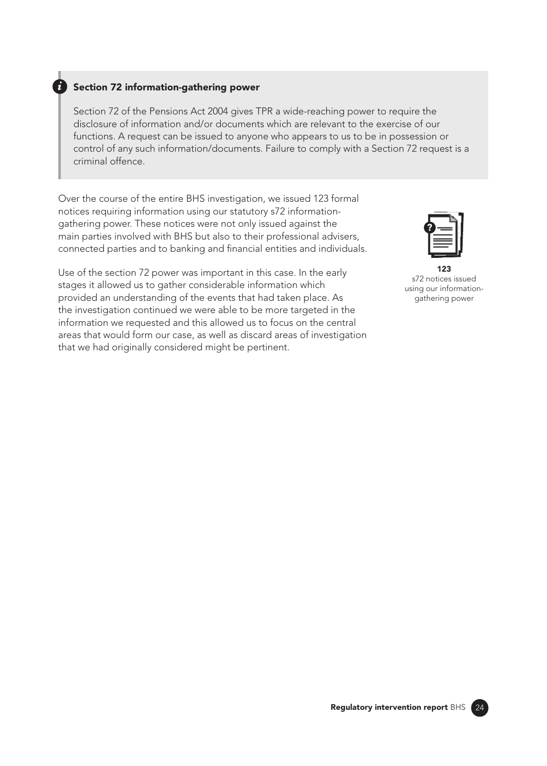### Section 72 information-gathering power

Section 72 of the Pensions Act 2004 gives TPR a wide-reaching power to require the disclosure of information and/or documents which are relevant to the exercise of our functions. A request can be issued to anyone who appears to us to be in possession or control of any such information/documents. Failure to comply with a Section 72 request is a criminal offence.

Over the course of the entire BHS investigation, we issued 123 formal notices requiring information using our statutory s72 information-gathering power. These notices were not only issued against the main parties involved with BHS but also to their professional advisers, connected parties and to banking and financial entities and individuals.

Use of the section 72 power was important in this case. In the early stages it allowed us to gather considerable information which provided an understanding of the events that had taken place. As the investigation continued we were able to be more targeted in the information we requested and this allowed us to focus on the central areas that would form our case, as well as discard areas of investigation that we had originally considered might be pertinent.

**123**
s72 notices issued using our information-gathering power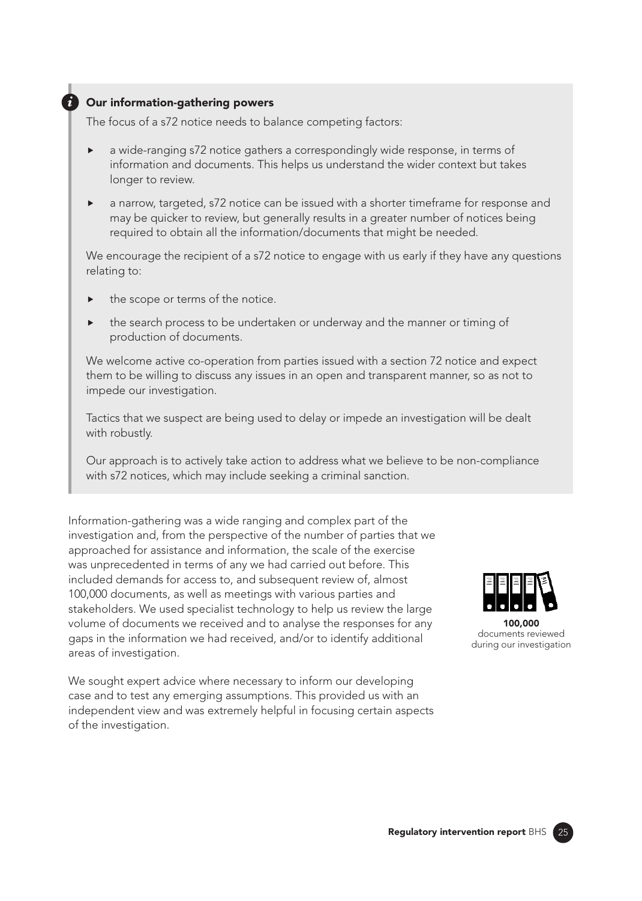### Our information-gathering powers

The focus of a s72 notice needs to balance competing factors:

- a wide-ranging s72 notice gathers a correspondingly wide response, in terms of information and documents. This helps us understand the wider context but takes longer to review.
- a narrow, targeted, s72 notice can be issued with a shorter timeframe for response and may be quicker to review, but generally results in a greater number of notices being required to obtain all the information/documents that might be needed.

We encourage the recipient of a s72 notice to engage with us early if they have any questions relating to:

- the scope or terms of the notice.
- the search process to be undertaken or underway and the manner or timing of production of documents.

We welcome active co-operation from parties issued with a section 72 notice and expect them to be willing to discuss any issues in an open and transparent manner, so as not to impede our investigation.

Tactics that we suspect are being used to delay or impede an investigation will be dealt with robustly.

Our approach is to actively take action to address what we believe to be non-compliance with s72 notices, which may include seeking a criminal sanction.

Information-gathering was a wide ranging and complex part of the investigation and, from the perspective of the number of parties that we approached for assistance and information, the scale of the exercise was unprecedented in terms of any we had carried out before. This included demands for access to, and subsequent review of, almost 100,000 documents, as well as meetings with various parties and stakeholders. We used specialist technology to help us review the large volume of documents we received and to analyse the responses for any gaps in the information we had received, and/or to identify additional areas of investigation.

**100,000**
documents reviewed during our investigation

We sought expert advice where necessary to inform our developing case and to test any emerging assumptions. This provided us with an independent view and was extremely helpful in focusing certain aspects of the investigation.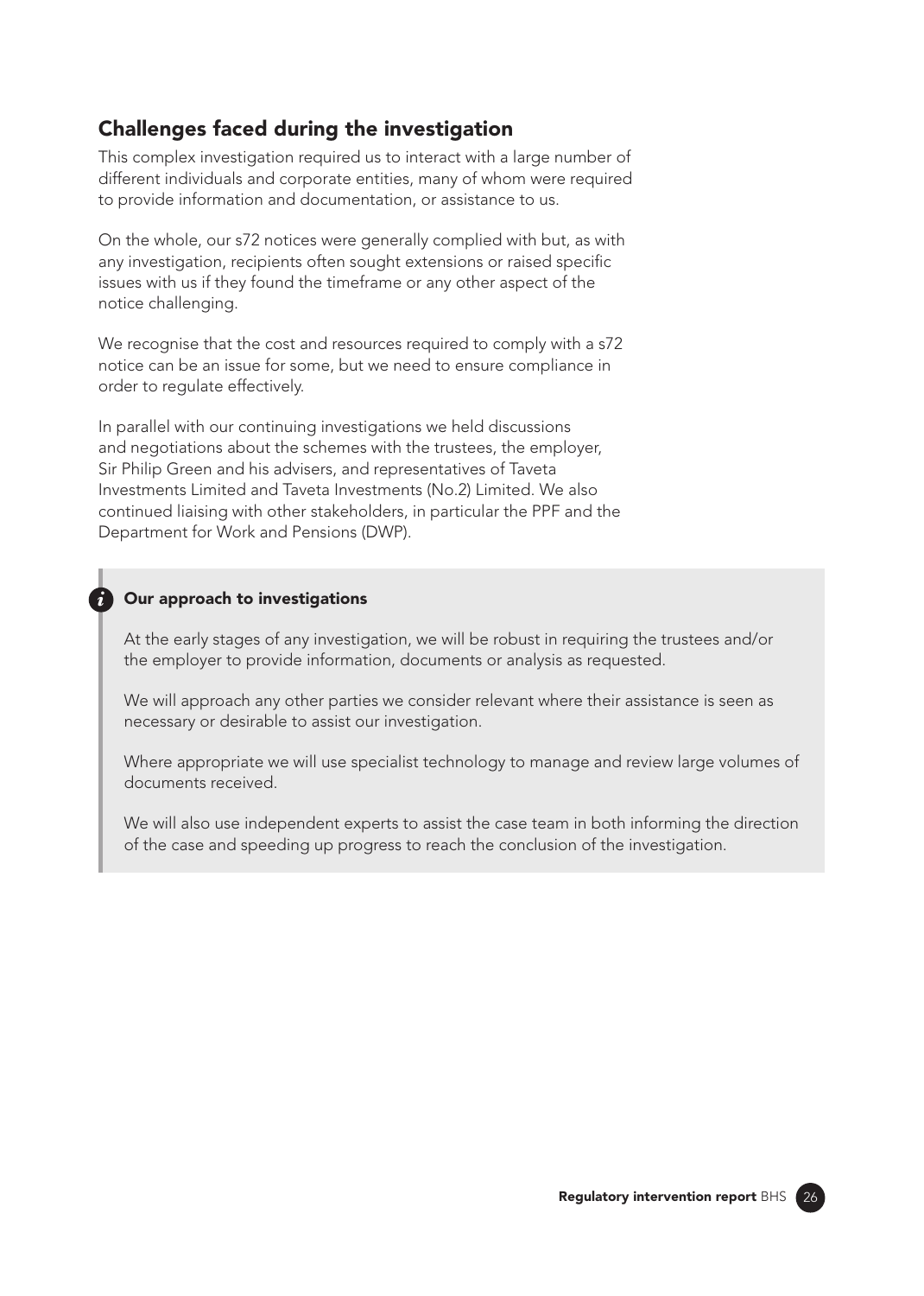## Challenges faced during the investigation

This complex investigation required us to interact with a large number of different individuals and corporate entities, many of whom were required to provide information and documentation, or assistance to us.

On the whole, our s72 notices were generally complied with but, as with any investigation, recipients often sought extensions or raised specific issues with us if they found the timeframe or any other aspect of the notice challenging.

We recognise that the cost and resources required to comply with a s72 notice can be an issue for some, but we need to ensure compliance in order to regulate effectively.

In parallel with our continuing investigations we held discussions and negotiations about the schemes with the trustees, the employer, Sir Philip Green and his advisers, and representatives of Taveta Investments Limited and Taveta Investments (No.2) Limited. We also continued liaising with other stakeholders, in particular the PPF and the Department for Work and Pensions (DWP).

### Our approach to investigations

At the early stages of any investigation, we will be robust in requiring the trustees and/or the employer to provide information, documents or analysis as requested.

We will approach any other parties we consider relevant where their assistance is seen as necessary or desirable to assist our investigation.

Where appropriate we will use specialist technology to manage and review large volumes of documents received.

We will also use independent experts to assist the case team in both informing the direction of the case and speeding up progress to reach the conclusion of the investigation.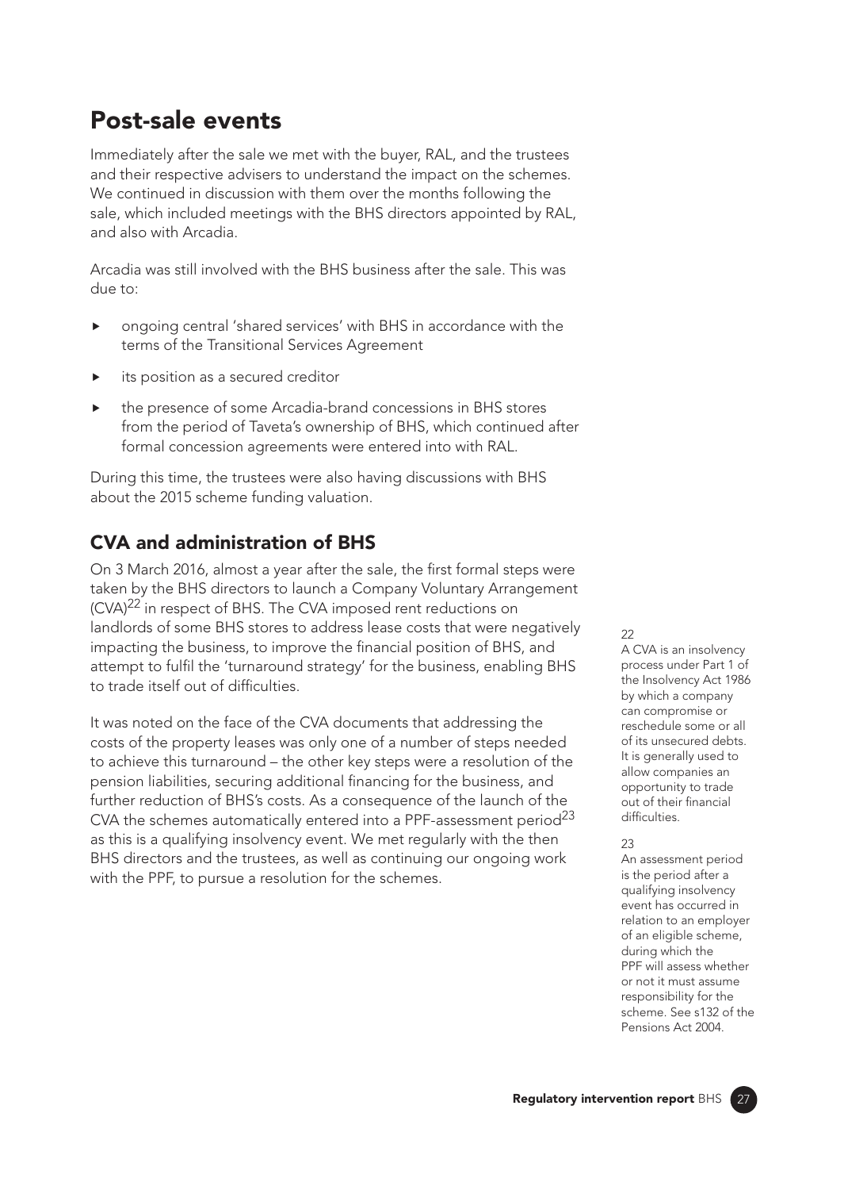# Post-sale events

Immediately after the sale we met with the buyer, RAL, and the trustees and their respective advisers to understand the impact on the schemes. We continued in discussion with them over the months following the sale, which included meetings with the BHS directors appointed by RAL, and also with Arcadia.

Arcadia was still involved with the BHS business after the sale. This was due to:

- ongoing central 'shared services' with BHS in accordance with the terms of the Transitional Services Agreement
- its position as a secured creditor
- the presence of some Arcadia-brand concessions in BHS stores from the period of Taveta's ownership of BHS, which continued after formal concession agreements were entered into with RAL.

During this time, the trustees were also having discussions with BHS about the 2015 scheme funding valuation.

## CVA and administration of BHS

On 3 March 2016, almost a year after the sale, the first formal steps were taken by the BHS directors to launch a Company Voluntary Arrangement (CVA)[22] in respect of BHS. The CVA imposed rent reductions on landlords of some BHS stores to address lease costs that were negatively impacting the business, to improve the financial position of BHS, and attempt to fulfil the 'turnaround strategy' for the business, enabling BHS to trade itself out of difficulties.

It was noted on the face of the CVA documents that addressing the costs of the property leases was only one of a number of steps needed to achieve this turnaround – the other key steps were a resolution of the pension liabilities, securing additional financing for the business, and further reduction of BHS's costs. As a consequence of the launch of the CVA the schemes automatically entered into a PPF-assessment period[23] as this is a qualifying insolvency event. We met regularly with the then BHS directors and the trustees, as well as continuing our ongoing work with the PPF, to pursue a resolution for the schemes.

[22] A CVA is an insolvency process under Part 1 of the Insolvency Act 1986 by which a company can compromise or reschedule some or all of its unsecured debts. It is generally used to allow companies an opportunity to trade out of their financial difficulties.

[23] An assessment period is the period after a qualifying insolvency event has occurred in relation to an employer of an eligible scheme, during which the PPF will assess whether or not it must assume responsibility for the scheme. See s132 of the Pensions Act 2004.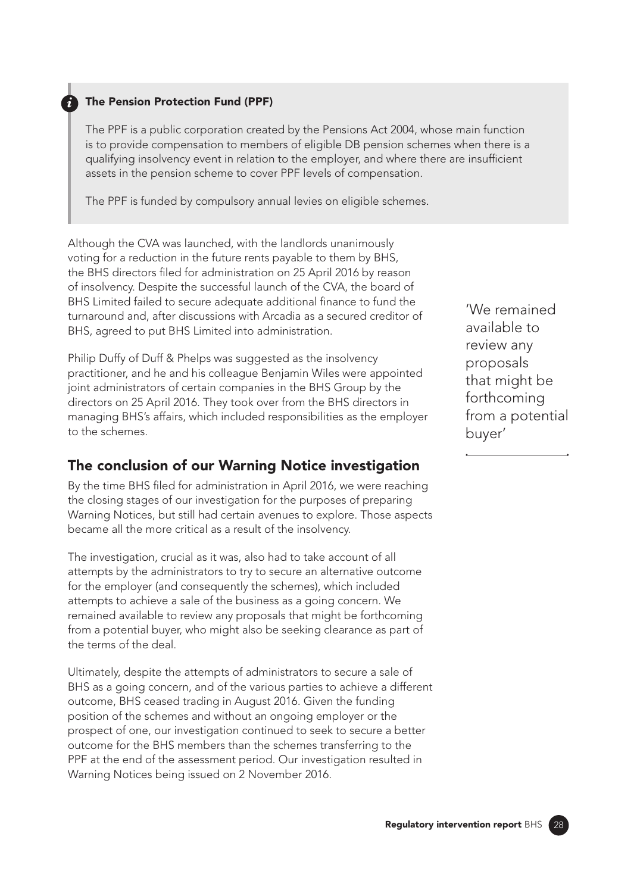**The Pension Protection Fund (PPF)**

The PPF is a public corporation created by the Pensions Act 2004, whose main function is to provide compensation to members of eligible DB pension schemes when there is a qualifying insolvency event in relation to the employer, and where there are insufficient assets in the pension scheme to cover PPF levels of compensation.

The PPF is funded by compulsory annual levies on eligible schemes.

Although the CVA was launched, with the landlords unanimously voting for a reduction in the future rents payable to them by BHS, the BHS directors filed for administration on 25 April 2016 by reason of insolvency. Despite the successful launch of the CVA, the board of BHS Limited failed to secure adequate additional finance to fund the turnaround and, after discussions with Arcadia as a secured creditor of BHS, agreed to put BHS Limited into administration.

Philip Duffy of Duff & Phelps was suggested as the insolvency practitioner, and he and his colleague Benjamin Wiles were appointed joint administrators of certain companies in the BHS Group by the directors on 25 April 2016. They took over from the BHS directors in managing BHS's affairs, which included responsibilities as the employer to the schemes.

'We remained available to review any proposals that might be forthcoming from a potential buyer'

## The conclusion of our Warning Notice investigation

By the time BHS filed for administration in April 2016, we were reaching the closing stages of our investigation for the purposes of preparing Warning Notices, but still had certain avenues to explore. Those aspects became all the more critical as a result of the insolvency.

The investigation, crucial as it was, also had to take account of all attempts by the administrators to try to secure an alternative outcome for the employer (and consequently the schemes), which included attempts to achieve a sale of the business as a going concern. We remained available to review any proposals that might be forthcoming from a potential buyer, who might also be seeking clearance as part of the terms of the deal.

Ultimately, despite the attempts of administrators to secure a sale of BHS as a going concern, and of the various parties to achieve a different outcome, BHS ceased trading in August 2016. Given the funding position of the schemes and without an ongoing employer or the prospect of one, our investigation continued to seek to secure a better outcome for the BHS members than the schemes transferring to the PPF at the end of the assessment period. Our investigation resulted in Warning Notices being issued on 2 November 2016.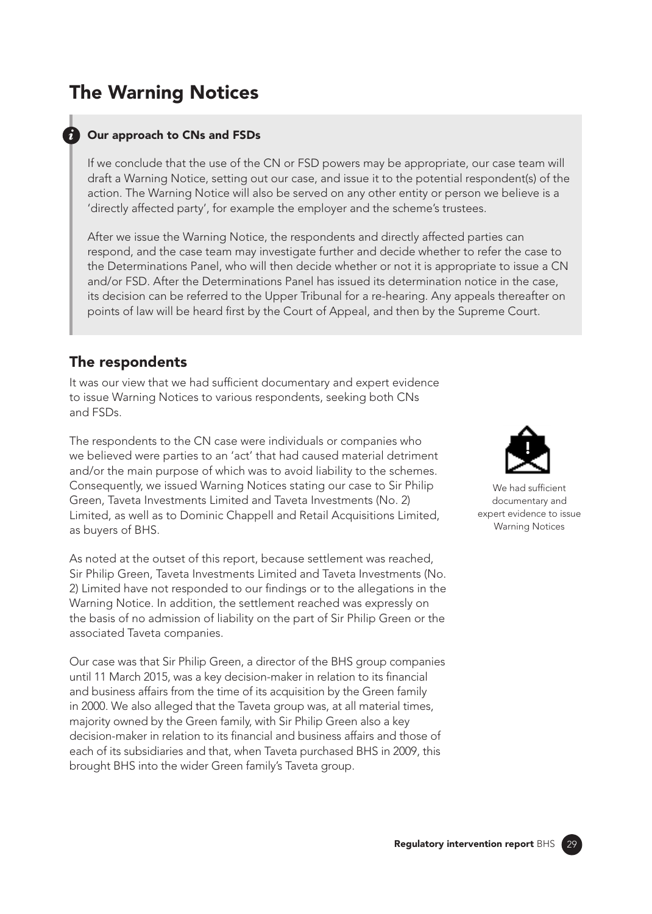# The Warning Notices

> **Our approach to CNs and FSDs**
>
> If we conclude that the use of the CN or FSD powers may be appropriate, our case team will draft a Warning Notice, setting out our case, and issue it to the potential respondent(s) of the action. The Warning Notice will also be served on any other entity or person we believe is a 'directly affected party', for example the employer and the scheme's trustees.
>
> After we issue the Warning Notice, the respondents and directly affected parties can respond, and the case team may investigate further and decide whether to refer the case to the Determinations Panel, who will then decide whether or not it is appropriate to issue a CN and/or FSD. After the Determinations Panel has issued its determination notice in the case, its decision can be referred to the Upper Tribunal for a re-hearing. Any appeals thereafter on points of law will be heard first by the Court of Appeal, and then by the Supreme Court.

## The respondents

It was our view that we had sufficient documentary and expert evidence to issue Warning Notices to various respondents, seeking both CNs and FSDs.

The respondents to the CN case were individuals or companies who we believed were parties to an 'act' that had caused material detriment and/or the main purpose of which was to avoid liability to the schemes. Consequently, we issued Warning Notices stating our case to Sir Philip Green, Taveta Investments Limited and Taveta Investments (No. 2) Limited, as well as to Dominic Chappell and Retail Acquisitions Limited, as buyers of BHS.

We had sufficient documentary and expert evidence to issue Warning Notices

As noted at the outset of this report, because settlement was reached, Sir Philip Green, Taveta Investments Limited and Taveta Investments (No. 2) Limited have not responded to our findings or to the allegations in the Warning Notice. In addition, the settlement reached was expressly on the basis of no admission of liability on the part of Sir Philip Green or the associated Taveta companies.

Our case was that Sir Philip Green, a director of the BHS group companies until 11 March 2015, was a key decision-maker in relation to its financial and business affairs from the time of its acquisition by the Green family in 2000. We also alleged that the Taveta group was, at all material times, majority owned by the Green family, with Sir Philip Green also a key decision-maker in relation to its financial and business affairs and those of each of its subsidiaries and that, when Taveta purchased BHS in 2009, this brought BHS into the wider Green family's Taveta group.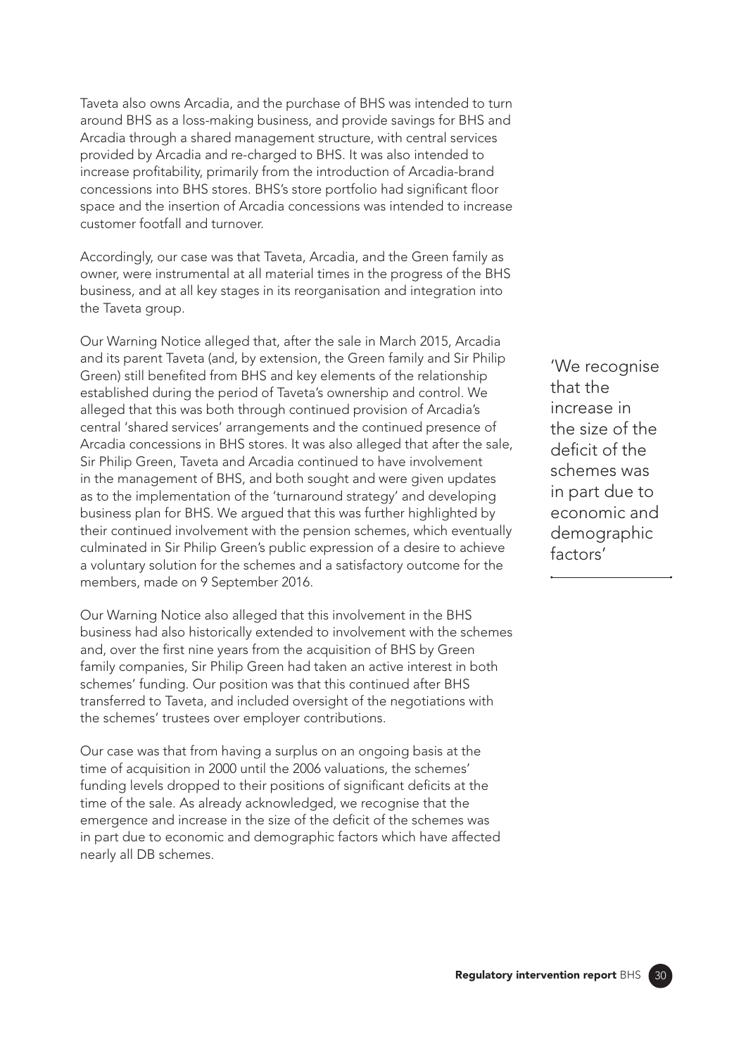Taveta also owns Arcadia, and the purchase of BHS was intended to turn around BHS as a loss-making business, and provide savings for BHS and Arcadia through a shared management structure, with central services provided by Arcadia and re-charged to BHS. It was also intended to increase profitability, primarily from the introduction of Arcadia-brand concessions into BHS stores. BHS's store portfolio had significant floor space and the insertion of Arcadia concessions was intended to increase customer footfall and turnover.

Accordingly, our case was that Taveta, Arcadia, and the Green family as owner, were instrumental at all material times in the progress of the BHS business, and at all key stages in its reorganisation and integration into the Taveta group.

Our Warning Notice alleged that, after the sale in March 2015, Arcadia and its parent Taveta (and, by extension, the Green family and Sir Philip Green) still benefited from BHS and key elements of the relationship established during the period of Taveta's ownership and control. We alleged that this was both through continued provision of Arcadia's central 'shared services' arrangements and the continued presence of Arcadia concessions in BHS stores. It was also alleged that after the sale, Sir Philip Green, Taveta and Arcadia continued to have involvement in the management of BHS, and both sought and were given updates as to the implementation of the 'turnaround strategy' and developing business plan for BHS. We argued that this was further highlighted by their continued involvement with the pension schemes, which eventually culminated in Sir Philip Green's public expression of a desire to achieve a voluntary solution for the schemes and a satisfactory outcome for the members, made on 9 September 2016.

'We recognise that the increase in the size of the deficit of the schemes was in part due to economic and demographic factors'

Our Warning Notice also alleged that this involvement in the BHS business had also historically extended to involvement with the schemes and, over the first nine years from the acquisition of BHS by Green family companies, Sir Philip Green had taken an active interest in both schemes' funding. Our position was that this continued after BHS transferred to Taveta, and included oversight of the negotiations with the schemes' trustees over employer contributions.

Our case was that from having a surplus on an ongoing basis at the time of acquisition in 2000 until the 2006 valuations, the schemes' funding levels dropped to their positions of significant deficits at the time of the sale. As already acknowledged, we recognise that the emergence and increase in the size of the deficit of the schemes was in part due to economic and demographic factors which have affected nearly all DB schemes.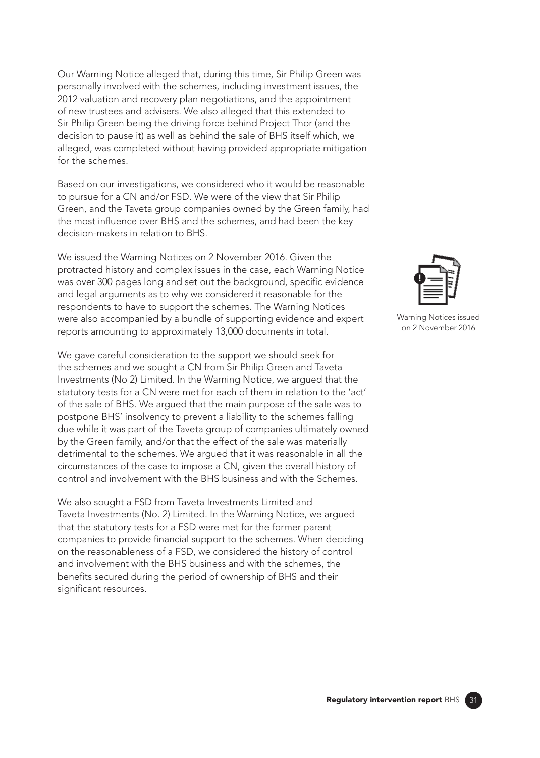Our Warning Notice alleged that, during this time, Sir Philip Green was personally involved with the schemes, including investment issues, the 2012 valuation and recovery plan negotiations, and the appointment of new trustees and advisers. We also alleged that this extended to Sir Philip Green being the driving force behind Project Thor (and the decision to pause it) as well as behind the sale of BHS itself which, we alleged, was completed without having provided appropriate mitigation for the schemes.

Based on our investigations, we considered who it would be reasonable to pursue for a CN and/or FSD. We were of the view that Sir Philip Green, and the Taveta group companies owned by the Green family, had the most influence over BHS and the schemes, and had been the key decision-makers in relation to BHS.

We issued the Warning Notices on 2 November 2016. Given the protracted history and complex issues in the case, each Warning Notice was over 300 pages long and set out the background, specific evidence and legal arguments as to why we considered it reasonable for the respondents to have to support the schemes. The Warning Notices were also accompanied by a bundle of supporting evidence and expert reports amounting to approximately 13,000 documents in total.

Warning Notices issued on 2 November 2016

We gave careful consideration to the support we should seek for the schemes and we sought a CN from Sir Philip Green and Taveta Investments (No 2) Limited. In the Warning Notice, we argued that the statutory tests for a CN were met for each of them in relation to the 'act' of the sale of BHS. We argued that the main purpose of the sale was to postpone BHS' insolvency to prevent a liability to the schemes falling due while it was part of the Taveta group of companies ultimately owned by the Green family, and/or that the effect of the sale was materially detrimental to the schemes. We argued that it was reasonable in all the circumstances of the case to impose a CN, given the overall history of control and involvement with the BHS business and with the Schemes.

We also sought a FSD from Taveta Investments Limited and Taveta Investments (No. 2) Limited. In the Warning Notice, we argued that the statutory tests for a FSD were met for the former parent companies to provide financial support to the schemes. When deciding on the reasonableness of a FSD, we considered the history of control and involvement with the BHS business and with the schemes, the benefits secured during the period of ownership of BHS and their significant resources.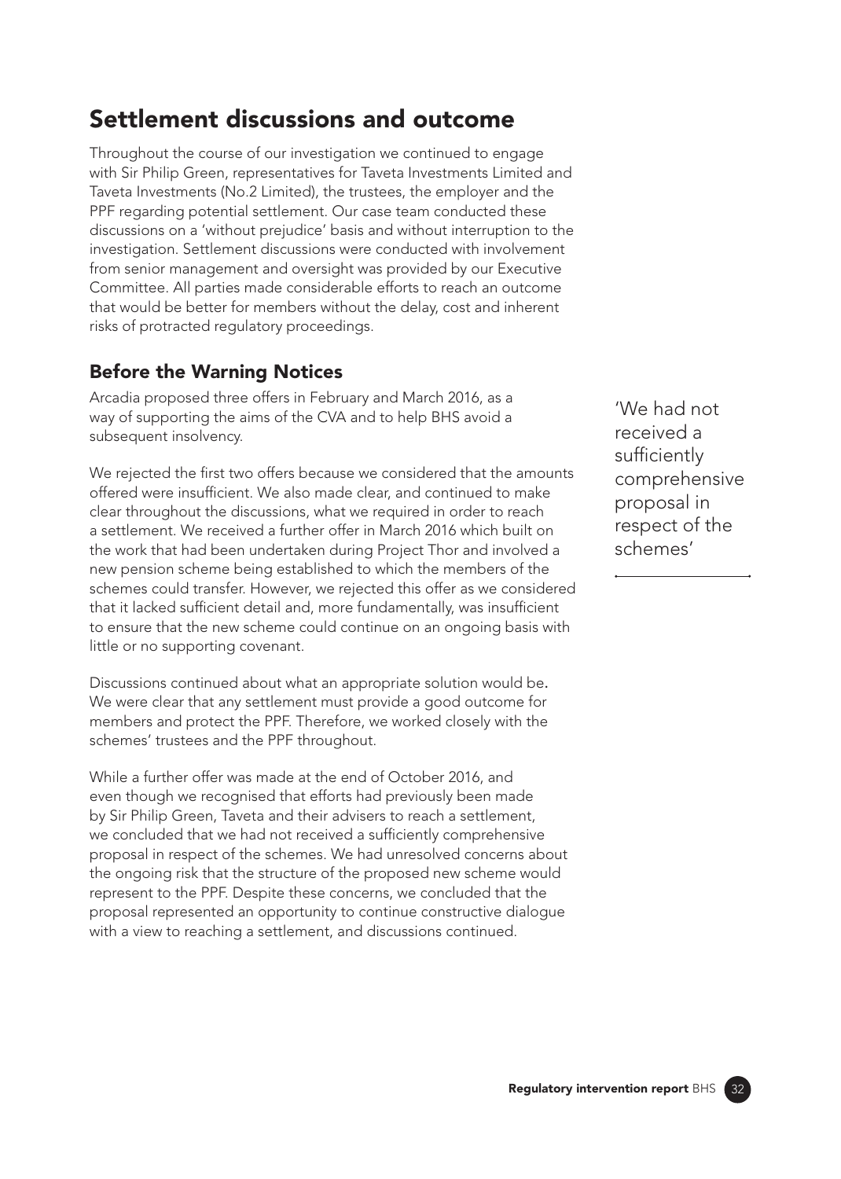# Settlement discussions and outcome

Throughout the course of our investigation we continued to engage with Sir Philip Green, representatives for Taveta Investments Limited and Taveta Investments (No.2 Limited), the trustees, the employer and the PPF regarding potential settlement. Our case team conducted these discussions on a 'without prejudice' basis and without interruption to the investigation. Settlement discussions were conducted with involvement from senior management and oversight was provided by our Executive Committee. All parties made considerable efforts to reach an outcome that would be better for members without the delay, cost and inherent risks of protracted regulatory proceedings.

## Before the Warning Notices

Arcadia proposed three offers in February and March 2016, as a way of supporting the aims of the CVA and to help BHS avoid a subsequent insolvency.

We rejected the first two offers because we considered that the amounts offered were insufficient. We also made clear, and continued to make clear throughout the discussions, what we required in order to reach a settlement. We received a further offer in March 2016 which built on the work that had been undertaken during Project Thor and involved a new pension scheme being established to which the members of the schemes could transfer. However, we rejected this offer as we considered that it lacked sufficient detail and, more fundamentally, was insufficient to ensure that the new scheme could continue on an ongoing basis with little or no supporting covenant.

Discussions continued about what an appropriate solution would be. We were clear that any settlement must provide a good outcome for members and protect the PPF. Therefore, we worked closely with the schemes' trustees and the PPF throughout.

While a further offer was made at the end of October 2016, and even though we recognised that efforts had previously been made by Sir Philip Green, Taveta and their advisers to reach a settlement, we concluded that we had not received a sufficiently comprehensive proposal in respect of the schemes. We had unresolved concerns about the ongoing risk that the structure of the proposed new scheme would represent to the PPF. Despite these concerns, we concluded that the proposal represented an opportunity to continue constructive dialogue with a view to reaching a settlement, and discussions continued.

'We had not received a sufficiently comprehensive proposal in respect of the schemes'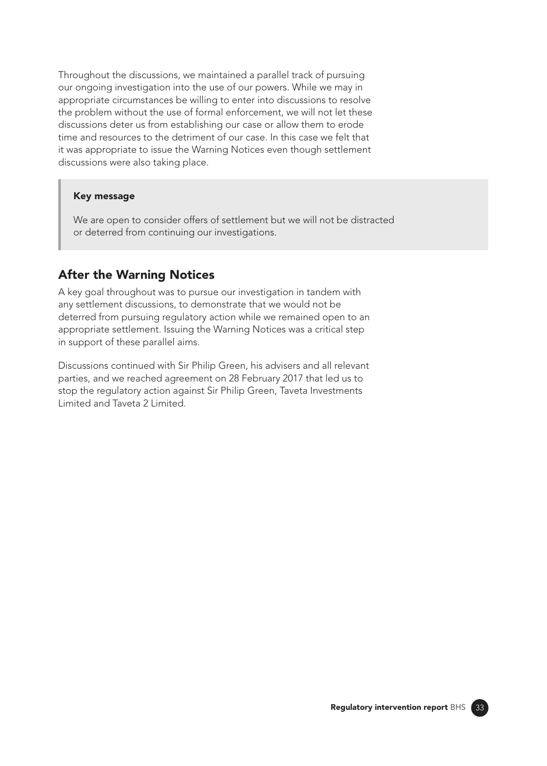Throughout the discussions, we maintained a parallel track of pursuing our ongoing investigation into the use of our powers. While we may in appropriate circumstances be willing to enter into discussions to resolve the problem without the use of formal enforcement, we will not let these discussions deter us from establishing our case or allow them to erode time and resources to the detriment of our case. In this case we felt that it was appropriate to issue the Warning Notices even though settlement discussions were also taking place.

> **Key message**
>
> We are open to consider offers of settlement but we will not be distracted or deterred from continuing our investigations.

## After the Warning Notices

A key goal throughout was to pursue our investigation in tandem with any settlement discussions, to demonstrate that we would not be deterred from pursuing regulatory action while we remained open to an appropriate settlement. Issuing the Warning Notices was a critical step in support of these parallel aims.

Discussions continued with Sir Philip Green, his advisers and all relevant parties, and we reached agreement on 28 February 2017 that led us to stop the regulatory action against Sir Philip Green, Taveta Investments Limited and Taveta 2 Limited.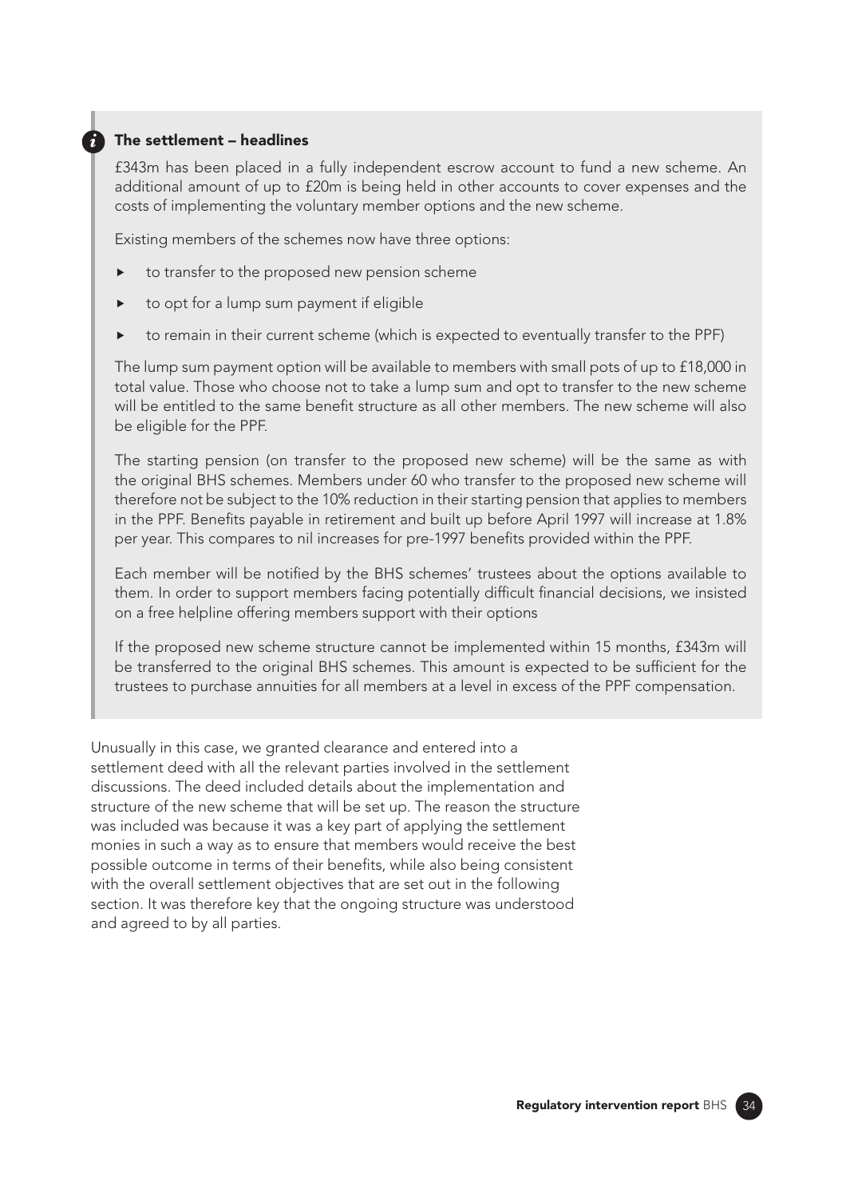### The settlement – headlines

£343m has been placed in a fully independent escrow account to fund a new scheme. An additional amount of up to £20m is being held in other accounts to cover expenses and the costs of implementing the voluntary member options and the new scheme.

Existing members of the schemes now have three options:

- to transfer to the proposed new pension scheme
- to opt for a lump sum payment if eligible
- to remain in their current scheme (which is expected to eventually transfer to the PPF)

The lump sum payment option will be available to members with small pots of up to £18,000 in total value. Those who choose not to take a lump sum and opt to transfer to the new scheme will be entitled to the same benefit structure as all other members. The new scheme will also be eligible for the PPF.

The starting pension (on transfer to the proposed new scheme) will be the same as with the original BHS schemes. Members under 60 who transfer to the proposed new scheme will therefore not be subject to the 10% reduction in their starting pension that applies to members in the PPF. Benefits payable in retirement and built up before April 1997 will increase at 1.8% per year. This compares to nil increases for pre-1997 benefits provided within the PPF.

Each member will be notified by the BHS schemes' trustees about the options available to them. In order to support members facing potentially difficult financial decisions, we insisted on a free helpline offering members support with their options

If the proposed new scheme structure cannot be implemented within 15 months, £343m will be transferred to the original BHS schemes. This amount is expected to be sufficient for the trustees to purchase annuities for all members at a level in excess of the PPF compensation.

Unusually in this case, we granted clearance and entered into a settlement deed with all the relevant parties involved in the settlement discussions. The deed included details about the implementation and structure of the new scheme that will be set up. The reason the structure was included was because it was a key part of applying the settlement monies in such a way as to ensure that members would receive the best possible outcome in terms of their benefits, while also being consistent with the overall settlement objectives that are set out in the following section. It was therefore key that the ongoing structure was understood and agreed to by all parties.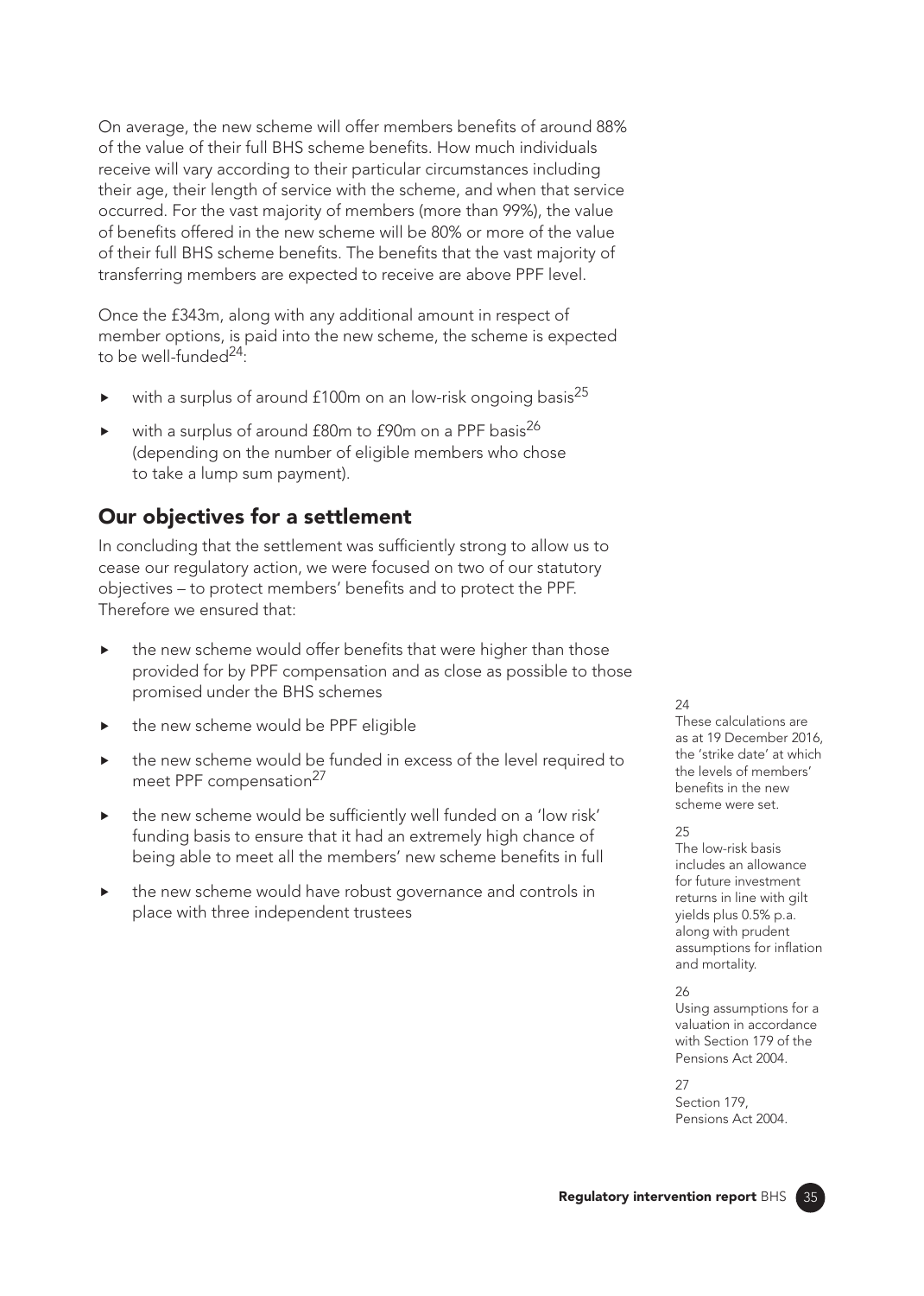On average, the new scheme will offer members benefits of around 88% of the value of their full BHS scheme benefits. How much individuals receive will vary according to their particular circumstances including their age, their length of service with the scheme, and when that service occurred. For the vast majority of members (more than 99%), the value of benefits offered in the new scheme will be 80% or more of the value of their full BHS scheme benefits. The benefits that the vast majority of transferring members are expected to receive are above PPF level.

Once the £343m, along with any additional amount in respect of member options, is paid into the new scheme, the scheme is expected to be well-funded[24]:

- with a surplus of around £100m on an low-risk ongoing basis[25]
- with a surplus of around £80m to £90m on a PPF basis[26] (depending on the number of eligible members who chose to take a lump sum payment).

## Our objectives for a settlement

In concluding that the settlement was sufficiently strong to allow us to cease our regulatory action, we were focused on two of our statutory objectives – to protect members' benefits and to protect the PPF. Therefore we ensured that:

- the new scheme would offer benefits that were higher than those provided for by PPF compensation and as close as possible to those promised under the BHS schemes
- the new scheme would be PPF eligible
- the new scheme would be funded in excess of the level required to meet PPF compensation[27]
- the new scheme would be sufficiently well funded on a 'low risk' funding basis to ensure that it had an extremely high chance of being able to meet all the members' new scheme benefits in full
- the new scheme would have robust governance and controls in place with three independent trustees

24 These calculations are as at 19 December 2016, the 'strike date' at which the levels of members' benefits in the new scheme were set.

25 The low-risk basis includes an allowance for future investment returns in line with gilt yields plus 0.5% p.a. along with prudent assumptions for inflation and mortality.

26 Using assumptions for a valuation in accordance with Section 179 of the Pensions Act 2004.

27 Section 179, Pensions Act 2004.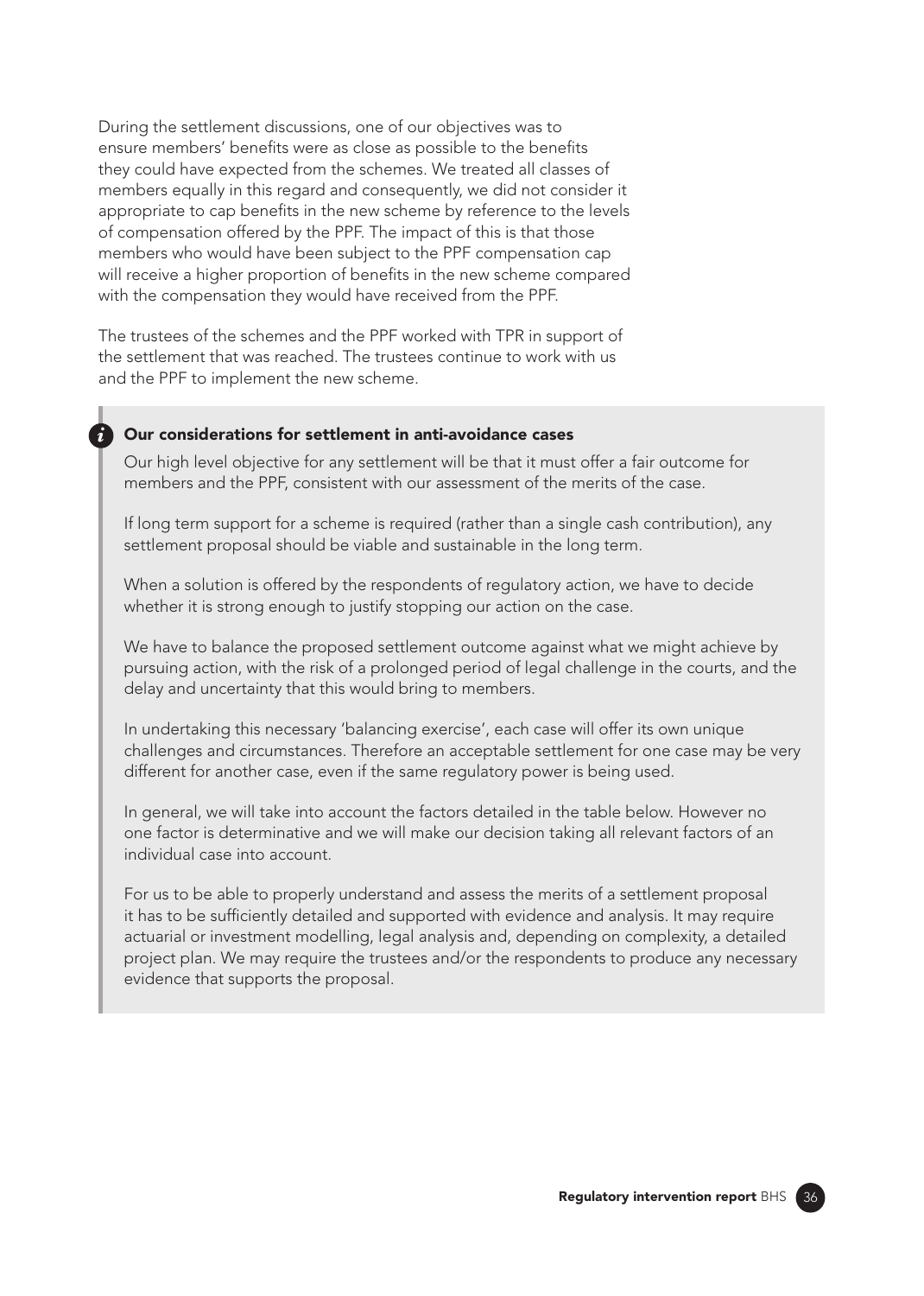During the settlement discussions, one of our objectives was to ensure members' benefits were as close as possible to the benefits they could have expected from the schemes. We treated all classes of members equally in this regard and consequently, we did not consider it appropriate to cap benefits in the new scheme by reference to the levels of compensation offered by the PPF. The impact of this is that those members who would have been subject to the PPF compensation cap will receive a higher proportion of benefits in the new scheme compared with the compensation they would have received from the PPF.

The trustees of the schemes and the PPF worked with TPR in support of the settlement that was reached. The trustees continue to work with us and the PPF to implement the new scheme.

### Our considerations for settlement in anti-avoidance cases

Our high level objective for any settlement will be that it must offer a fair outcome for members and the PPF, consistent with our assessment of the merits of the case.

If long term support for a scheme is required (rather than a single cash contribution), any settlement proposal should be viable and sustainable in the long term.

When a solution is offered by the respondents of regulatory action, we have to decide whether it is strong enough to justify stopping our action on the case.

We have to balance the proposed settlement outcome against what we might achieve by pursuing action, with the risk of a prolonged period of legal challenge in the courts, and the delay and uncertainty that this would bring to members.

In undertaking this necessary 'balancing exercise', each case will offer its own unique challenges and circumstances. Therefore an acceptable settlement for one case may be very different for another case, even if the same regulatory power is being used.

In general, we will take into account the factors detailed in the table below. However no one factor is determinative and we will make our decision taking all relevant factors of an individual case into account.

For us to be able to properly understand and assess the merits of a settlement proposal it has to be sufficiently detailed and supported with evidence and analysis. It may require actuarial or investment modelling, legal analysis and, depending on complexity, a detailed project plan. We may require the trustees and/or the respondents to produce any necessary evidence that supports the proposal.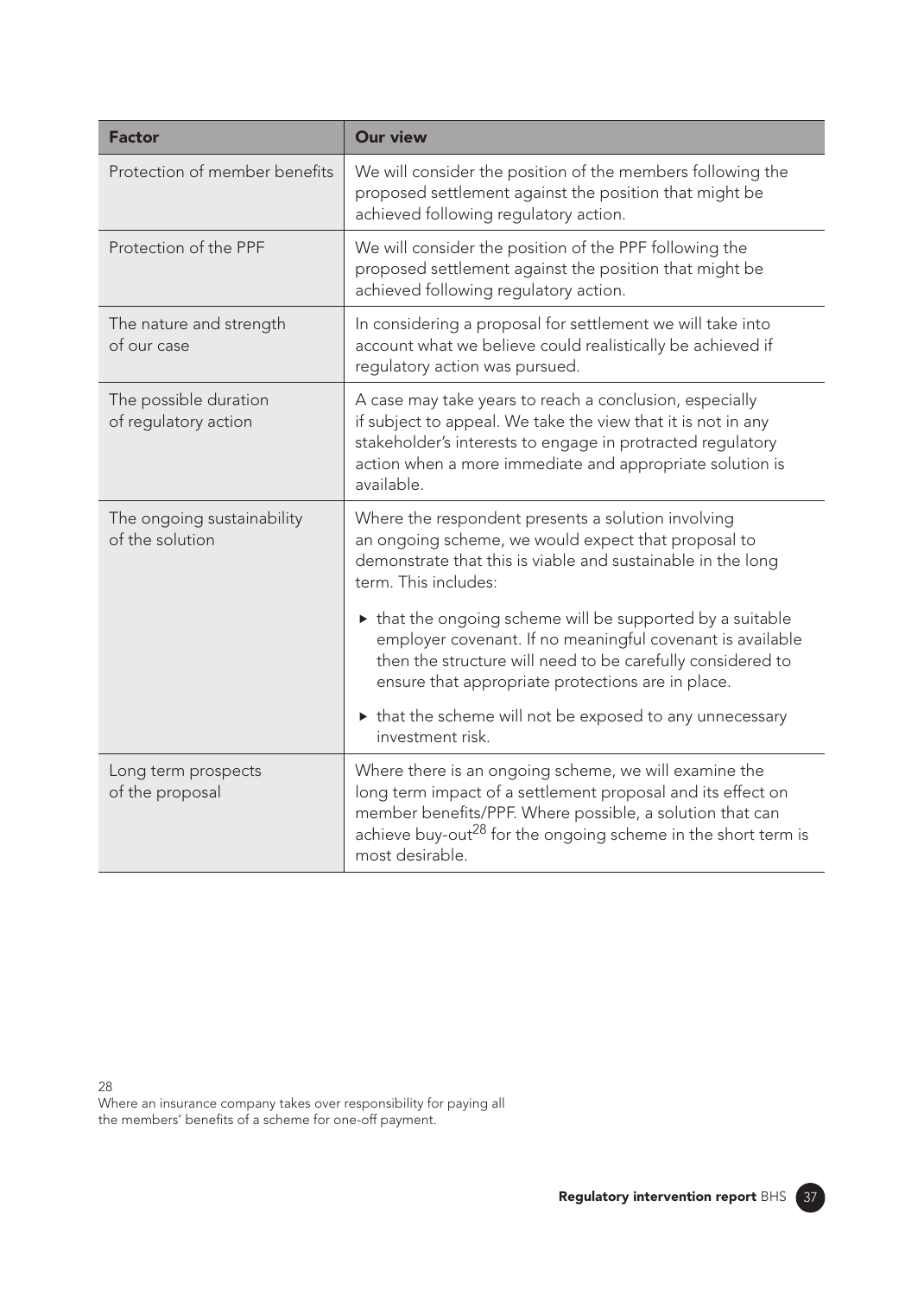| Factor | Our view |
| --- | --- |
| Protection of member benefits | We will consider the position of the members following the proposed settlement against the position that might be achieved following regulatory action. |
| Protection of the PPF | We will consider the position of the PPF following the proposed settlement against the position that might be achieved following regulatory action. |
| The nature and strength of our case | In considering a proposal for settlement we will take into account what we believe could realistically be achieved if regulatory action was pursued. |
| The possible duration of regulatory action | A case may take years to reach a conclusion, especially if subject to appeal. We take the view that it is not in any stakeholder's interests to engage in protracted regulatory action when a more immediate and appropriate solution is available. |
| The ongoing sustainability of the solution | Where the respondent presents a solution involving an ongoing scheme, we would expect that proposal to demonstrate that this is viable and sustainable in the long term. This includes: ▸ that the ongoing scheme will be supported by a suitable employer covenant. If no meaningful covenant is available then the structure will need to be carefully considered to ensure that appropriate protections are in place. ▸ that the scheme will not be exposed to any unnecessary investment risk. |
| Long term prospects of the proposal | Where there is an ongoing scheme, we will examine the long term impact of a settlement proposal and its effect on member benefits/PPF. Where possible, a solution that can achieve buy-out[28] for the ongoing scheme in the short term is most desirable. |

28
Where an insurance company takes over responsibility for paying all the members' benefits of a scheme for one-off payment.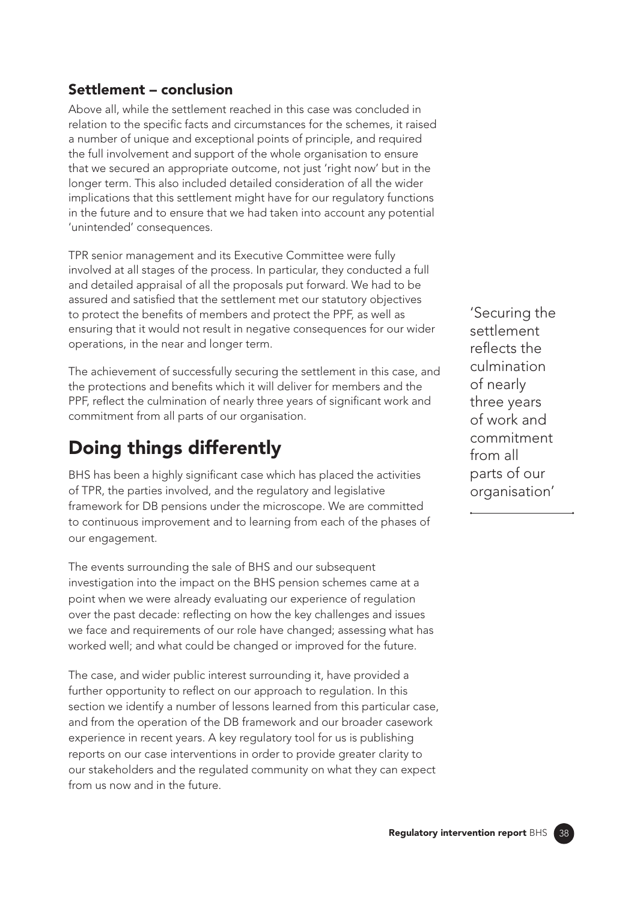### Settlement – conclusion

Above all, while the settlement reached in this case was concluded in relation to the specific facts and circumstances for the schemes, it raised a number of unique and exceptional points of principle, and required the full involvement and support of the whole organisation to ensure that we secured an appropriate outcome, not just 'right now' but in the longer term. This also included detailed consideration of all the wider implications that this settlement might have for our regulatory functions in the future and to ensure that we had taken into account any potential 'unintended' consequences.

TPR senior management and its Executive Committee were fully involved at all stages of the process. In particular, they conducted a full and detailed appraisal of all the proposals put forward. We had to be assured and satisfied that the settlement met our statutory objectives to protect the benefits of members and protect the PPF, as well as ensuring that it would not result in negative consequences for our wider operations, in the near and longer term.

The achievement of successfully securing the settlement in this case, and the protections and benefits which it will deliver for members and the PPF, reflect the culmination of nearly three years of significant work and commitment from all parts of our organisation.

> 'Securing the settlement reflects the culmination of nearly three years of work and commitment from all parts of our organisation'

## Doing things differently

BHS has been a highly significant case which has placed the activities of TPR, the parties involved, and the regulatory and legislative framework for DB pensions under the microscope. We are committed to continuous improvement and to learning from each of the phases of our engagement.

The events surrounding the sale of BHS and our subsequent investigation into the impact on the BHS pension schemes came at a point when we were already evaluating our experience of regulation over the past decade: reflecting on how the key challenges and issues we face and requirements of our role have changed; assessing what has worked well; and what could be changed or improved for the future.

The case, and wider public interest surrounding it, have provided a further opportunity to reflect on our approach to regulation. In this section we identify a number of lessons learned from this particular case, and from the operation of the DB framework and our broader casework experience in recent years. A key regulatory tool for us is publishing reports on our case interventions in order to provide greater clarity to our stakeholders and the regulated community on what they can expect from us now and in the future.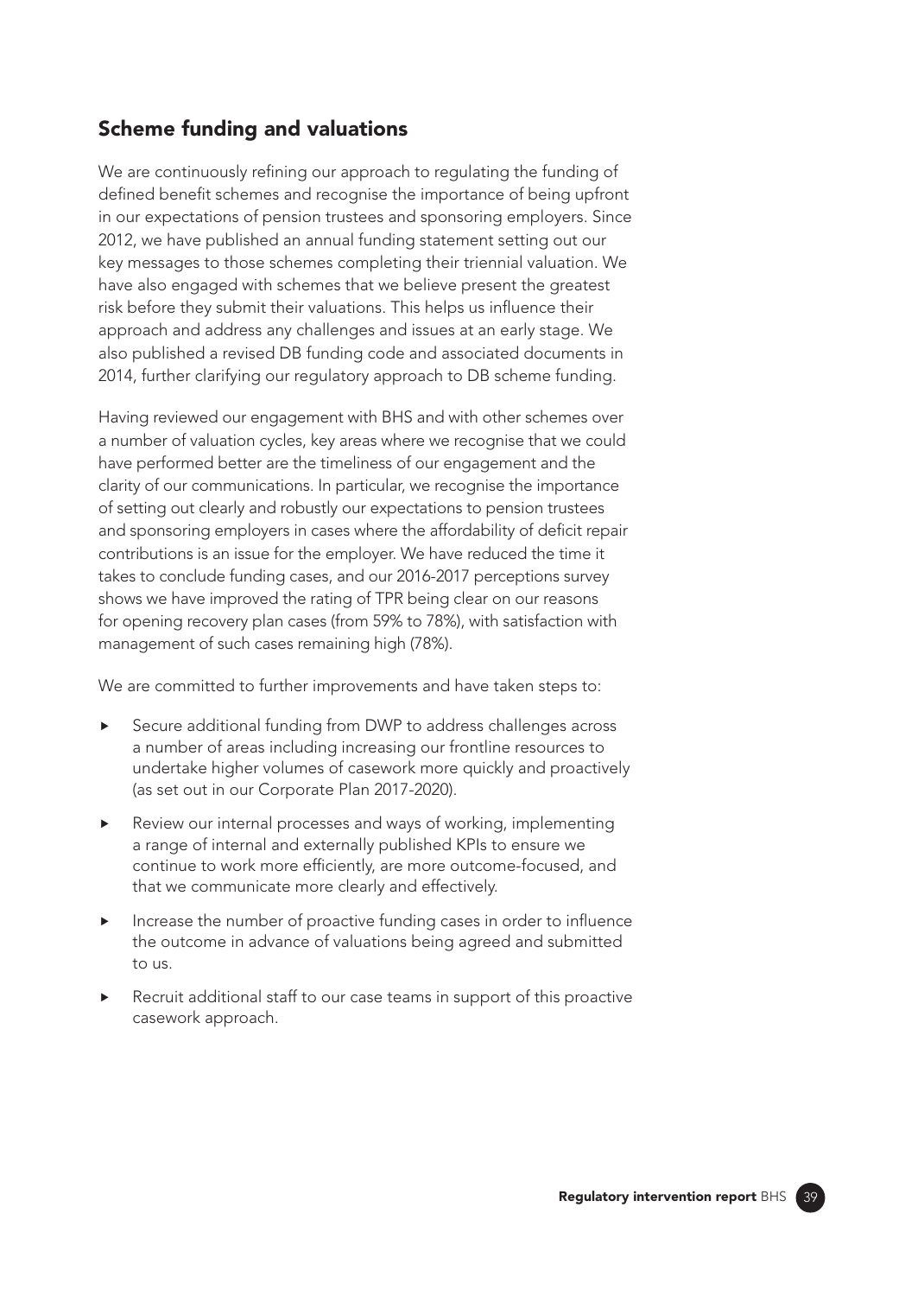## Scheme funding and valuations

We are continuously refining our approach to regulating the funding of defined benefit schemes and recognise the importance of being upfront in our expectations of pension trustees and sponsoring employers. Since 2012, we have published an annual funding statement setting out our key messages to those schemes completing their triennial valuation. We have also engaged with schemes that we believe present the greatest risk before they submit their valuations. This helps us influence their approach and address any challenges and issues at an early stage. We also published a revised DB funding code and associated documents in 2014, further clarifying our regulatory approach to DB scheme funding.

Having reviewed our engagement with BHS and with other schemes over a number of valuation cycles, key areas where we recognise that we could have performed better are the timeliness of our engagement and the clarity of our communications. In particular, we recognise the importance of setting out clearly and robustly our expectations to pension trustees and sponsoring employers in cases where the affordability of deficit repair contributions is an issue for the employer. We have reduced the time it takes to conclude funding cases, and our 2016-2017 perceptions survey shows we have improved the rating of TPR being clear on our reasons for opening recovery plan cases (from 59% to 78%), with satisfaction with management of such cases remaining high (78%).

We are committed to further improvements and have taken steps to:

- Secure additional funding from DWP to address challenges across a number of areas including increasing our frontline resources to undertake higher volumes of casework more quickly and proactively (as set out in our Corporate Plan 2017-2020).
- Review our internal processes and ways of working, implementing a range of internal and externally published KPIs to ensure we continue to work more efficiently, are more outcome-focused, and that we communicate more clearly and effectively.
- Increase the number of proactive funding cases in order to influence the outcome in advance of valuations being agreed and submitted to us.
- Recruit additional staff to our case teams in support of this proactive casework approach.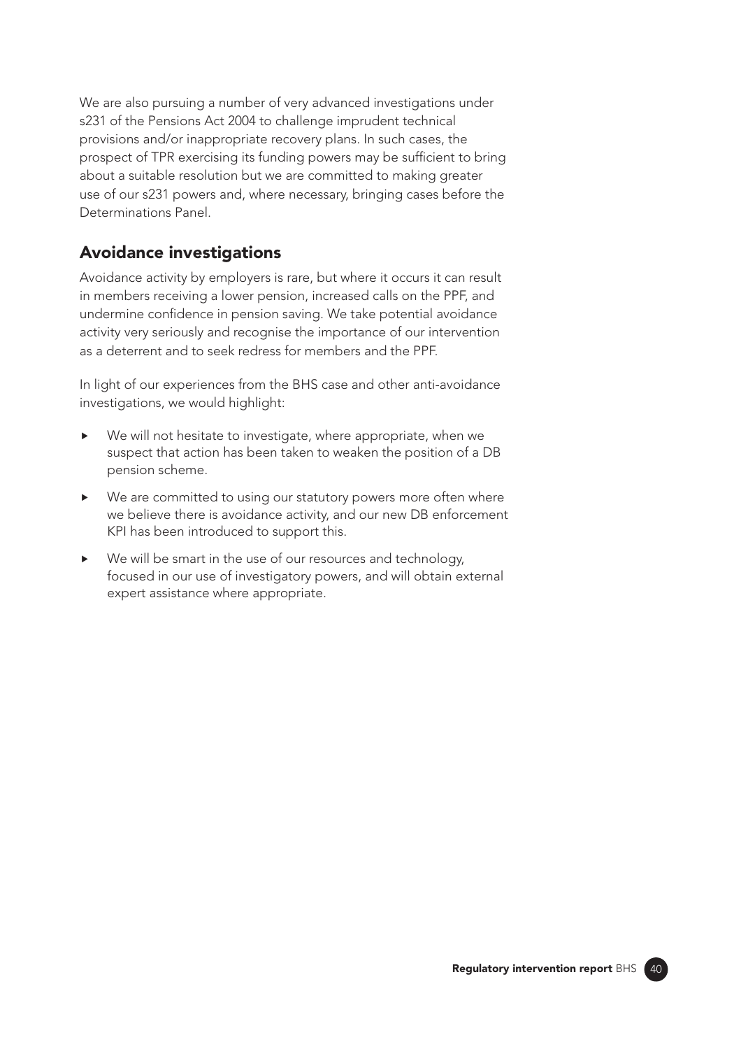We are also pursuing a number of very advanced investigations under s231 of the Pensions Act 2004 to challenge imprudent technical provisions and/or inappropriate recovery plans. In such cases, the prospect of TPR exercising its funding powers may be sufficient to bring about a suitable resolution but we are committed to making greater use of our s231 powers and, where necessary, bringing cases before the Determinations Panel.

## Avoidance investigations

Avoidance activity by employers is rare, but where it occurs it can result in members receiving a lower pension, increased calls on the PPF, and undermine confidence in pension saving. We take potential avoidance activity very seriously and recognise the importance of our intervention as a deterrent and to seek redress for members and the PPF.

In light of our experiences from the BHS case and other anti-avoidance investigations, we would highlight:

- We will not hesitate to investigate, where appropriate, when we suspect that action has been taken to weaken the position of a DB pension scheme.
- We are committed to using our statutory powers more often where we believe there is avoidance activity, and our new DB enforcement KPI has been introduced to support this.
- We will be smart in the use of our resources and technology, focused in our use of investigatory powers, and will obtain external expert assistance where appropriate.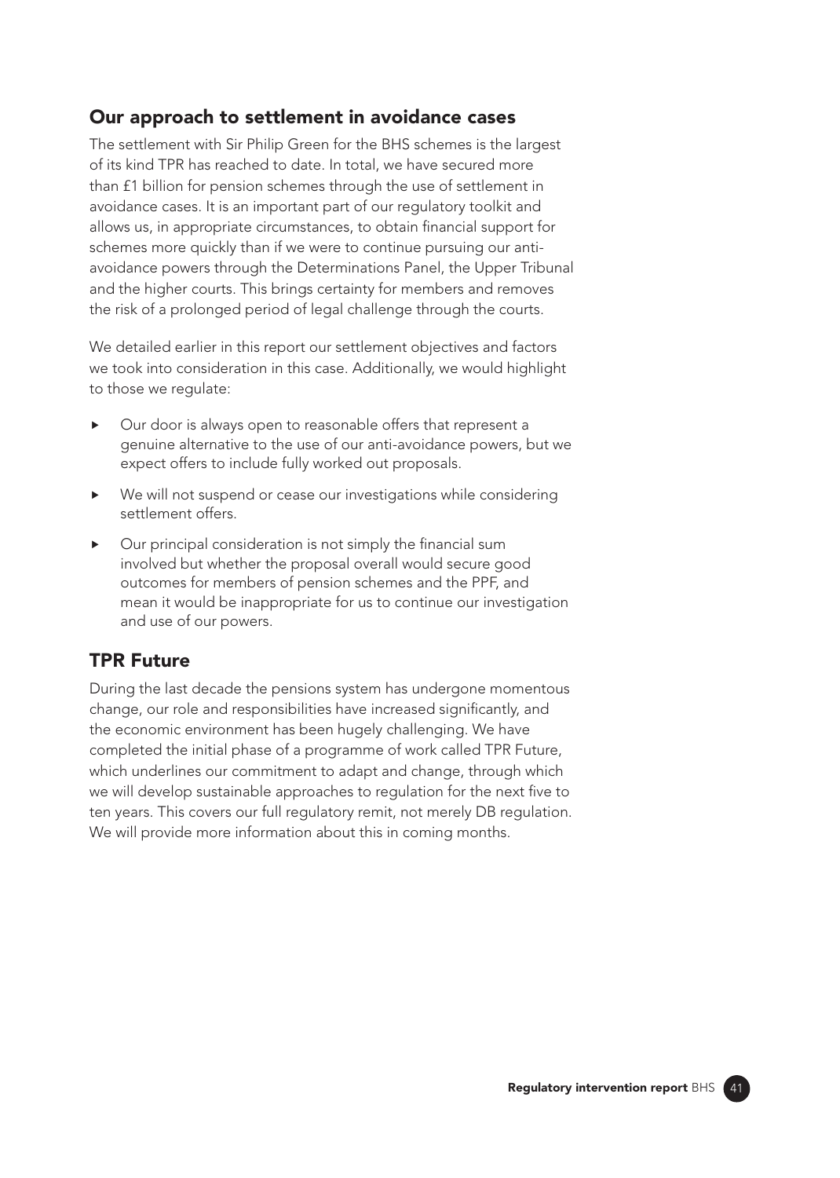## Our approach to settlement in avoidance cases

The settlement with Sir Philip Green for the BHS schemes is the largest of its kind TPR has reached to date. In total, we have secured more than £1 billion for pension schemes through the use of settlement in avoidance cases. It is an important part of our regulatory toolkit and allows us, in appropriate circumstances, to obtain financial support for schemes more quickly than if we were to continue pursuing our anti-avoidance powers through the Determinations Panel, the Upper Tribunal and the higher courts. This brings certainty for members and removes the risk of a prolonged period of legal challenge through the courts.

We detailed earlier in this report our settlement objectives and factors we took into consideration in this case. Additionally, we would highlight to those we regulate:

- Our door is always open to reasonable offers that represent a genuine alternative to the use of our anti-avoidance powers, but we expect offers to include fully worked out proposals.
- We will not suspend or cease our investigations while considering settlement offers.
- Our principal consideration is not simply the financial sum involved but whether the proposal overall would secure good outcomes for members of pension schemes and the PPF, and mean it would be inappropriate for us to continue our investigation and use of our powers.

## TPR Future

During the last decade the pensions system has undergone momentous change, our role and responsibilities have increased significantly, and the economic environment has been hugely challenging. We have completed the initial phase of a programme of work called TPR Future, which underlines our commitment to adapt and change, through which we will develop sustainable approaches to regulation for the next five to ten years. This covers our full regulatory remit, not merely DB regulation. We will provide more information about this in coming months.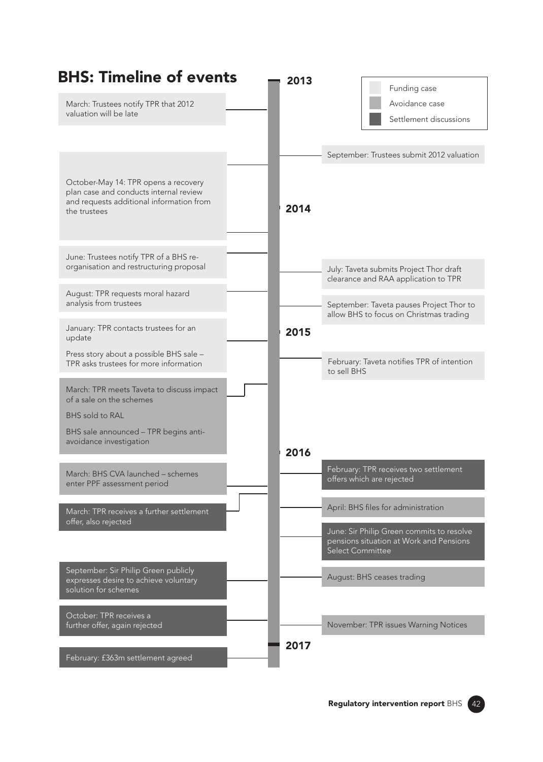# BHS: Timeline of events

Legend: Funding case | Avoidance case | Settlement discussions

## 2013

- March: Trustees notify TPR that 2012 valuation will be late
- September: Trustees submit 2012 valuation
- October-May 14: TPR opens a recovery plan case and conducts internal review and requests additional information from the trustees

## 2014

- June: Trustees notify TPR of a BHS re-organisation and restructuring proposal
- July: Taveta submits Project Thor draft clearance and RAA application to TPR
- August: TPR requests moral hazard analysis from trustees
- September: Taveta pauses Project Thor to allow BHS to focus on Christmas trading

## 2015

- January: TPR contacts trustees for an update
- Press story about a possible BHS sale – TPR asks trustees for more information
- February: Taveta notifies TPR of intention to sell BHS
- March: TPR meets Taveta to discuss impact of a sale on the schemes
- BHS sold to RAL
- BHS sale announced – TPR begins anti-avoidance investigation

## 2016

- February: TPR receives two settlement offers which are rejected
- March: BHS CVA launched – schemes enter PPF assessment period
- March: TPR receives a further settlement offer, also rejected
- April: BHS files for administration
- June: Sir Philip Green commits to resolve pensions situation at Work and Pensions Select Committee
- August: BHS ceases trading
- September: Sir Philip Green publicly expresses desire to achieve voluntary solution for schemes
- October: TPR receives a further offer, again rejected
- November: TPR issues Warning Notices

## 2017

- February: £363m settlement agreed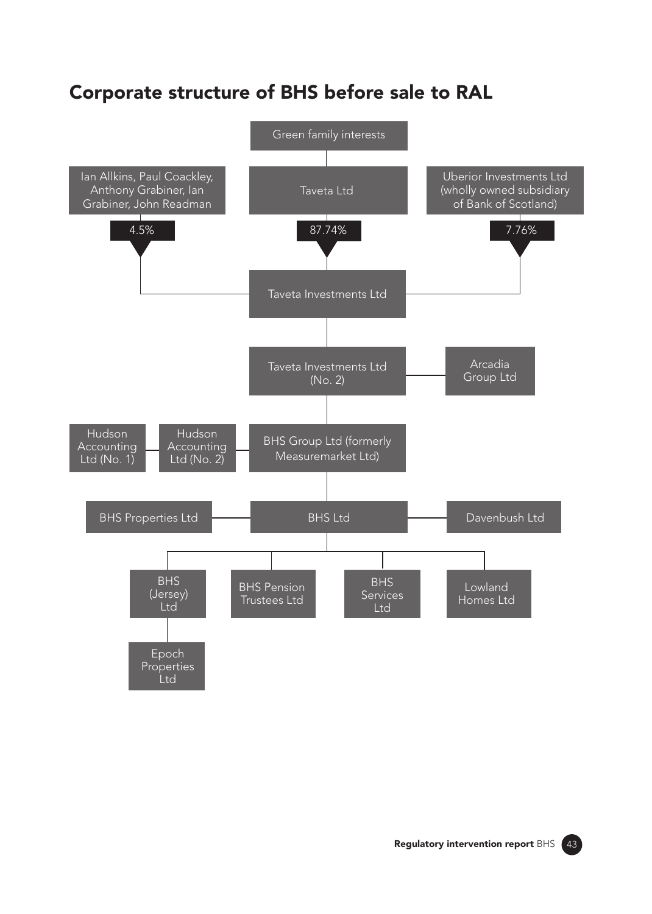## Corporate structure of BHS before sale to RAL

Green family interests

Taveta Ltd — 87.74%

Ian Allkins, Paul Coackley, Anthony Grabiner, Ian Grabiner, John Readman — 4.5%

Uberior Investments Ltd (wholly owned subsidiary of Bank of Scotland) — 7.76%

Taveta Investments Ltd

Taveta Investments Ltd (No. 2)

Arcadia Group Ltd

BHS Group Ltd (formerly Measuremarket Ltd)

Hudson Accounting Ltd (No. 1)

Hudson Accounting Ltd (No. 2)

BHS Ltd

BHS Properties Ltd

Davenbush Ltd

BHS (Jersey) Ltd

Epoch Properties Ltd

BHS Pension Trustees Ltd

BHS Services Ltd

Lowland Homes Ltd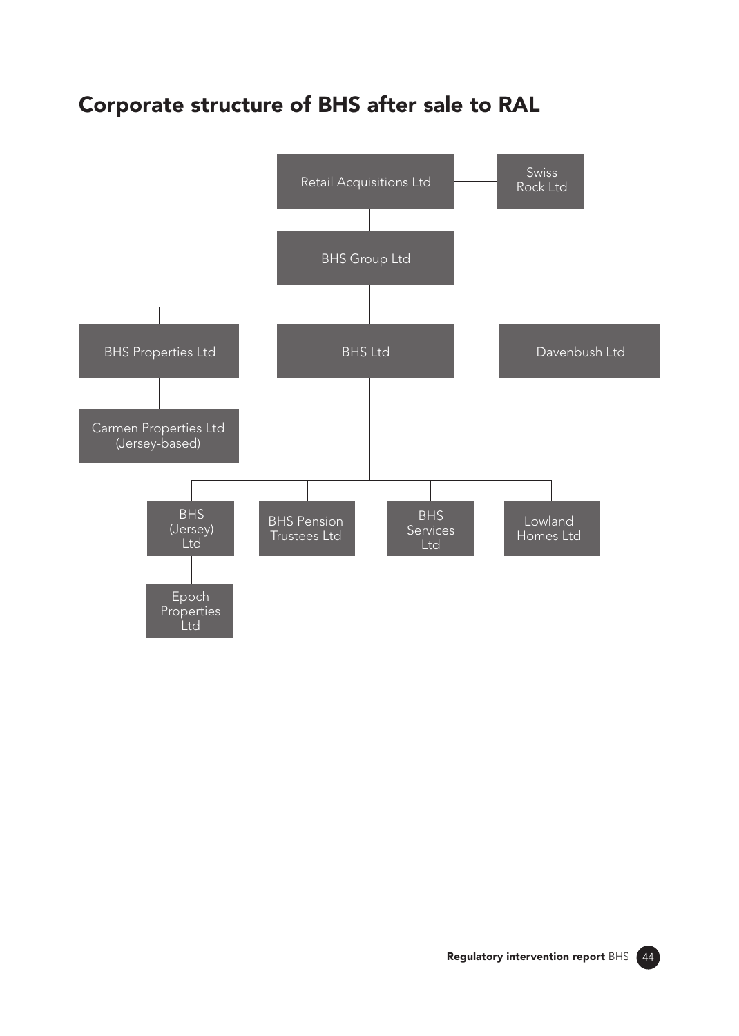## Corporate structure of BHS after sale to RAL

- Retail Acquisitions Ltd — Swiss Rock Ltd
  - BHS Group Ltd
    - BHS Properties Ltd
      - Carmen Properties Ltd (Jersey-based)
    - BHS Ltd
      - BHS (Jersey) Ltd
        - Epoch Properties Ltd
      - BHS Pension Trustees Ltd
      - BHS Services Ltd
      - Lowland Homes Ltd
    - Davenbush Ltd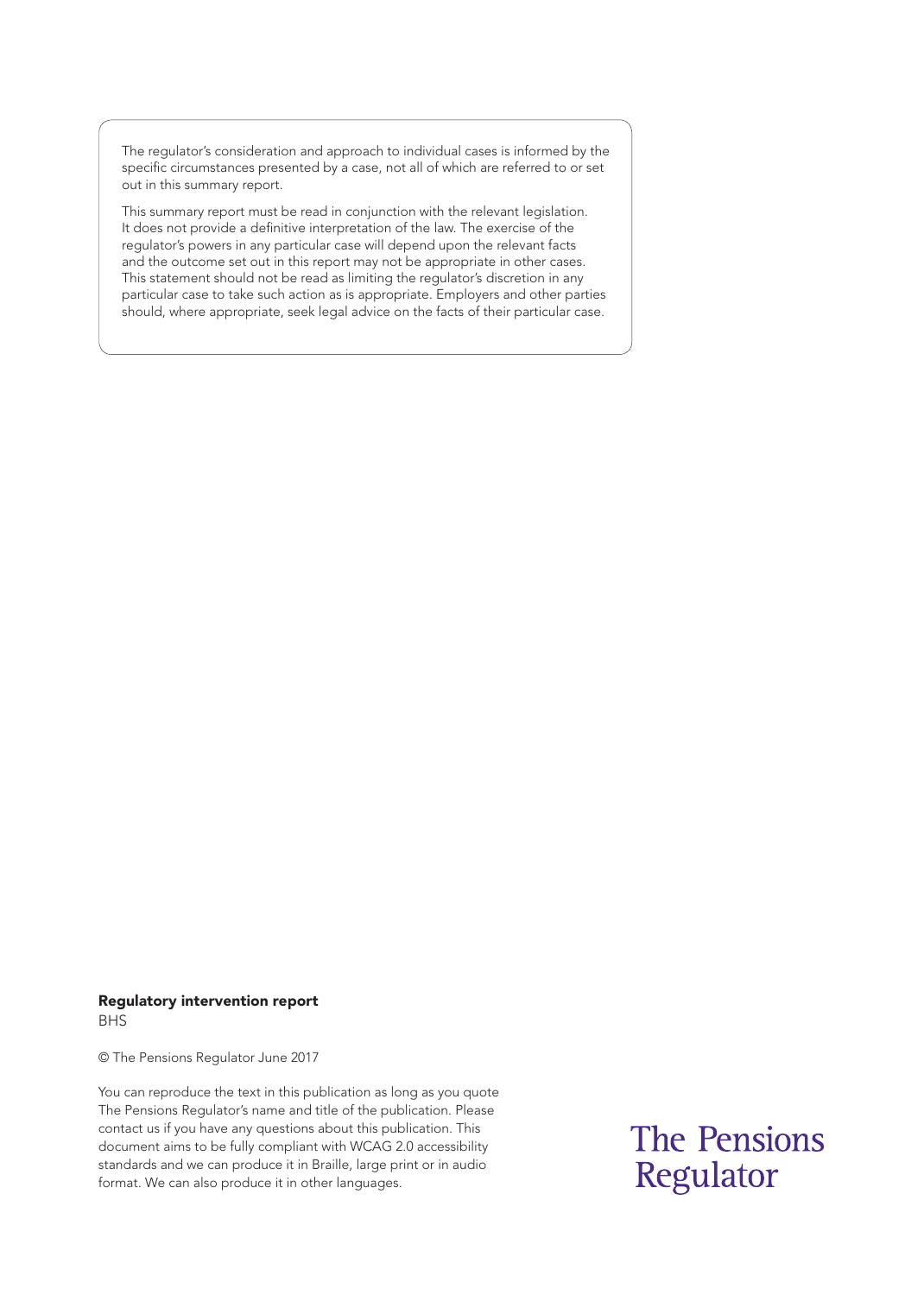The regulator's consideration and approach to individual cases is informed by the specific circumstances presented by a case, not all of which are referred to or set out in this summary report.

This summary report must be read in conjunction with the relevant legislation. It does not provide a definitive interpretation of the law. The exercise of the regulator's powers in any particular case will depend upon the relevant facts and the outcome set out in this report may not be appropriate in other cases. This statement should not be read as limiting the regulator's discretion in any particular case to take such action as is appropriate. Employers and other parties should, where appropriate, seek legal advice on the facts of their particular case.

**Regulatory intervention report**
BHS

© The Pensions Regulator June 2017

You can reproduce the text in this publication as long as you quote The Pensions Regulator's name and title of the publication. Please contact us if you have any questions about this publication. This document aims to be fully compliant with WCAG 2.0 accessibility standards and we can produce it in Braille, large print or in audio format. We can also produce it in other languages.

The Pensions Regulator